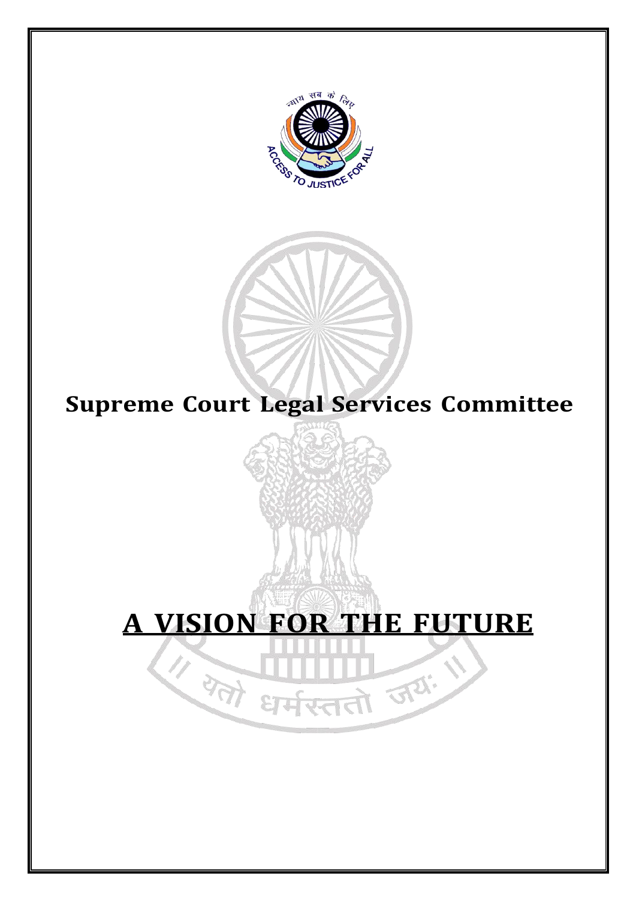न्याय सब के लिए

ACCESS TO JUSTICE FOR ALL

# Supreme Court Legal Services Committee

# A VISION FOR THE FUTURE

यतो धर्मस्ततो जयः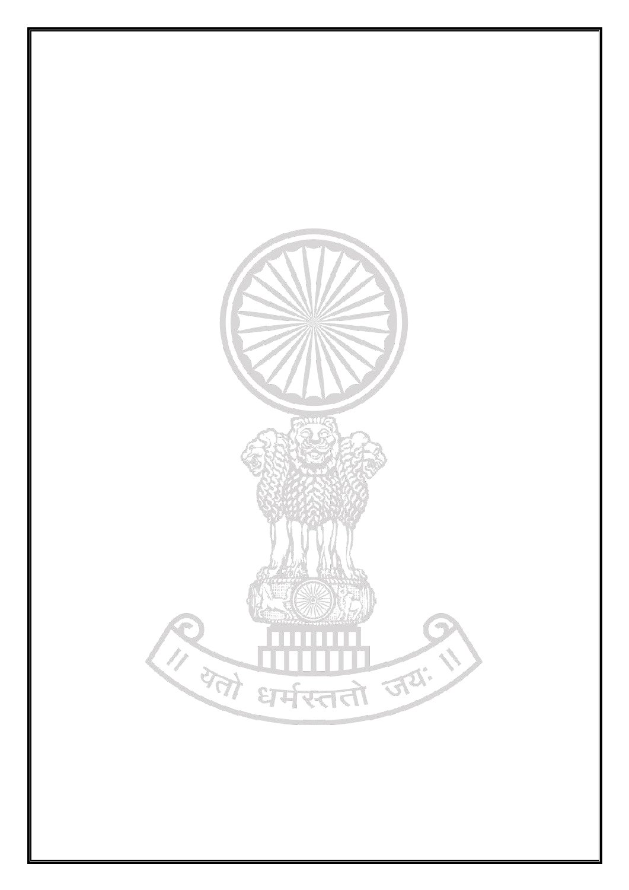॥ यतो धर्मस्ततो जयः ॥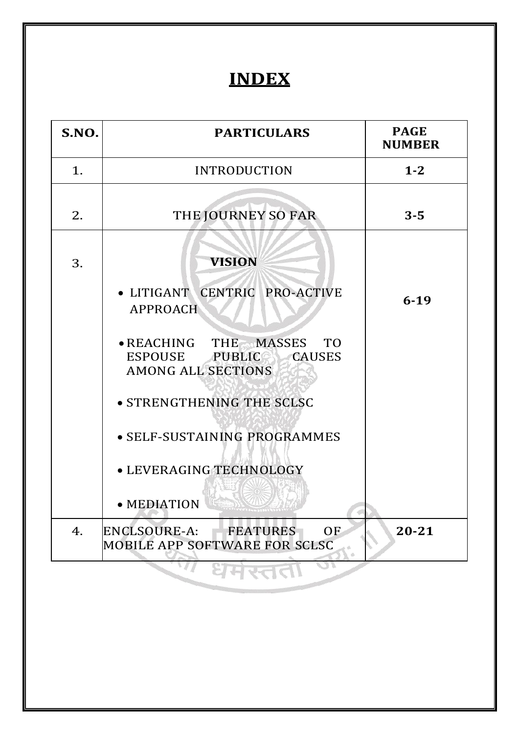# INDEX

| S.NO. | PARTICULARS | PAGE NUMBER |
|---|---|---|
| 1. | INTRODUCTION | **1-2** |
| 2. | THE JOURNEY SO FAR | **3-5** |
| 3. | **VISION**<br>• LITIGANT CENTRIC PRO-ACTIVE APPROACH<br>• REACHING THE MASSES TO ESPOUSE PUBLIC CAUSES AMONG ALL SECTIONS<br>• STRENGTHENING THE SCLSC<br>• SELF-SUSTAINING PROGRAMMES<br>• LEVERAGING TECHNOLOGY<br>• MEDIATION | **6-19** |
| 4. | ENCLSOURE-A: FEATURES OF MOBILE APP SOFTWARE FOR SCLSC | **20-21** |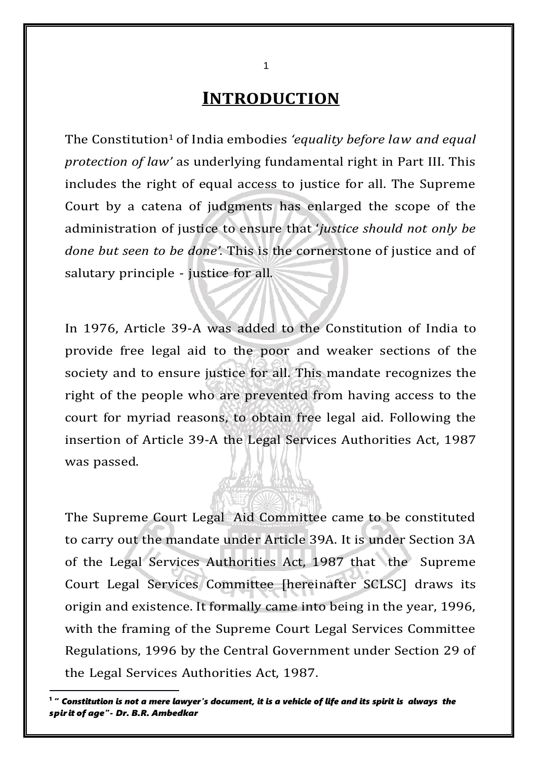# INTRODUCTION

The Constitution[1] of India embodies *'equality before law and equal protection of law'* as underlying fundamental right in Part III. This includes the right of equal access to justice for all. The Supreme Court by a catena of judgments has enlarged the scope of the administration of justice to ensure that '*justice should not only be done but seen to be done'*. This is the cornerstone of justice and of salutary principle - justice for all.

In 1976, Article 39-A was added to the Constitution of India to provide free legal aid to the poor and weaker sections of the society and to ensure justice for all. This mandate recognizes the right of the people who are prevented from having access to the court for myriad reasons, to obtain free legal aid. Following the insertion of Article 39-A the Legal Services Authorities Act, 1987 was passed.

The Supreme Court Legal Aid Committee came to be constituted to carry out the mandate under Article 39A. It is under Section 3A of the Legal Services Authorities Act, 1987 that the Supreme Court Legal Services Committee [hereinafter SCLSC] draws its origin and existence. It formally came into being in the year, 1996, with the framing of the Supreme Court Legal Services Committee Regulations, 1996 by the Central Government under Section 29 of the Legal Services Authorities Act, 1987.

---

[1] ***" Constitution is not a mere lawyer's document, it is a vehicle of life and its spirit is always the spirit of age"- Dr. B.R. Ambedkar***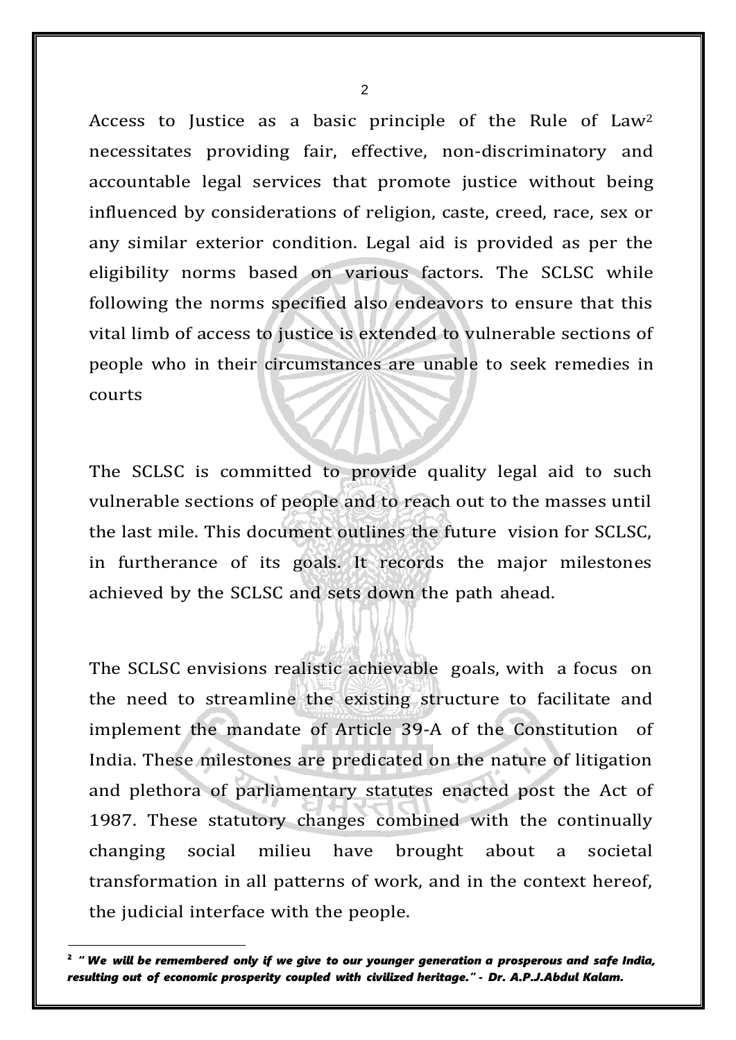Access to Justice as a basic principle of the Rule of Law[2] necessitates providing fair, effective, non-discriminatory and accountable legal services that promote justice without being influenced by considerations of religion, caste, creed, race, sex or any similar exterior condition. Legal aid is provided as per the eligibility norms based on various factors. The SCLSC while following the norms specified also endeavors to ensure that this vital limb of access to justice is extended to vulnerable sections of people who in their circumstances are unable to seek remedies in courts

The SCLSC is committed to provide quality legal aid to such vulnerable sections of people and to reach out to the masses until the last mile. This document outlines the future vision for SCLSC, in furtherance of its goals. It records the major milestones achieved by the SCLSC and sets down the path ahead.

The SCLSC envisions realistic achievable goals, with a focus on the need to streamline the existing structure to facilitate and implement the mandate of Article 39-A of the Constitution of India. These milestones are predicated on the nature of litigation and plethora of parliamentary statutes enacted post the Act of 1987. These statutory changes combined with the continually changing social milieu have brought about a societal transformation in all patterns of work, and in the context hereof, the judicial interface with the people.

---

[2] ***" We will be remembered only if we give to our younger generation a prosperous and safe India, resulting out of economic prosperity coupled with civilized heritage." - Dr. A.P.J.Abdul Kalam.***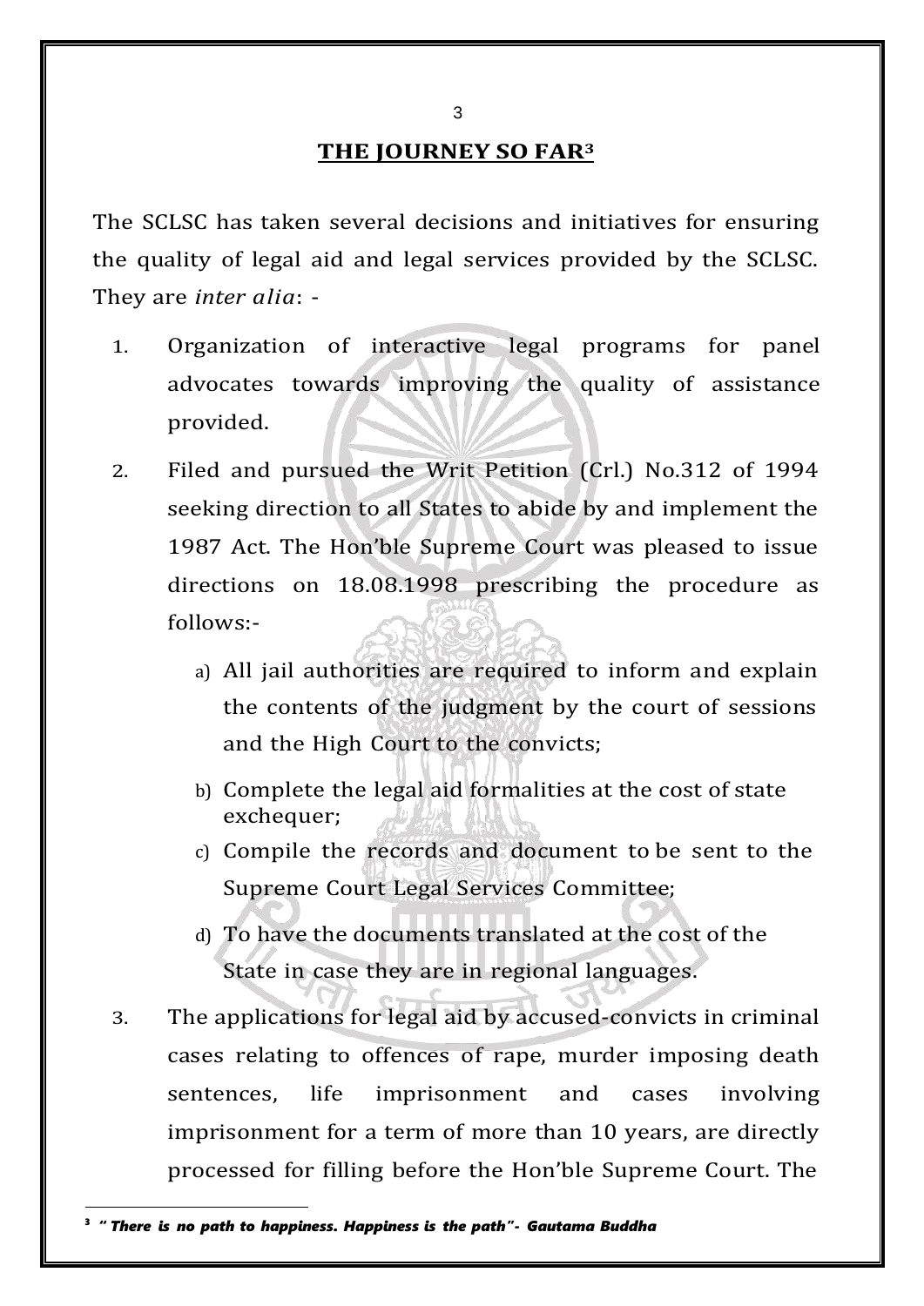## THE JOURNEY SO FAR[3]

The SCLSC has taken several decisions and initiatives for ensuring the quality of legal aid and legal services provided by the SCLSC. They are *inter alia*: -

1. Organization of interactive legal programs for panel advocates towards improving the quality of assistance provided.
2. Filed and pursued the Writ Petition (Crl.) No.312 of 1994 seeking direction to all States to abide by and implement the 1987 Act. The Hon'ble Supreme Court was pleased to issue directions on 18.08.1998 prescribing the procedure as follows:-
   a) All jail authorities are required to inform and explain the contents of the judgment by the court of sessions and the High Court to the convicts;
   b) Complete the legal aid formalities at the cost of state exchequer;
   c) Compile the records and document to be sent to the Supreme Court Legal Services Committee;
   d) To have the documents translated at the cost of the State in case they are in regional languages.
3. The applications for legal aid by accused-convicts in criminal cases relating to offences of rape, murder imposing death sentences, life imprisonment and cases involving imprisonment for a term of more than 10 years, are directly processed for filling before the Hon'ble Supreme Court. The

[3] ***" There is no path to happiness. Happiness is the path"- Gautama Buddha***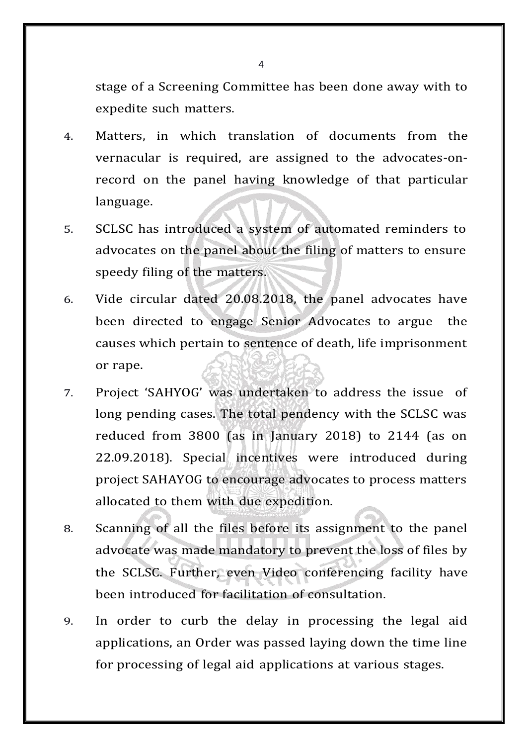stage of a Screening Committee has been done away with to expedite such matters.

4. Matters, in which translation of documents from the vernacular is required, are assigned to the advocates-on-record on the panel having knowledge of that particular language.

5. SCLSC has introduced a system of automated reminders to advocates on the panel about the filing of matters to ensure speedy filing of the matters.

6. Vide circular dated 20.08.2018, the panel advocates have been directed to engage Senior Advocates to argue the causes which pertain to sentence of death, life imprisonment or rape.

7. Project 'SAHYOG' was undertaken to address the issue of long pending cases. The total pendency with the SCLSC was reduced from 3800 (as in January 2018) to 2144 (as on 22.09.2018). Special incentives were introduced during project SAHAYOG to encourage advocates to process matters allocated to them with due expedition.

8. Scanning of all the files before its assignment to the panel advocate was made mandatory to prevent the loss of files by the SCLSC. Further, even Video conferencing facility have been introduced for facilitation of consultation.

9. In order to curb the delay in processing the legal aid applications, an Order was passed laying down the time line for processing of legal aid applications at various stages.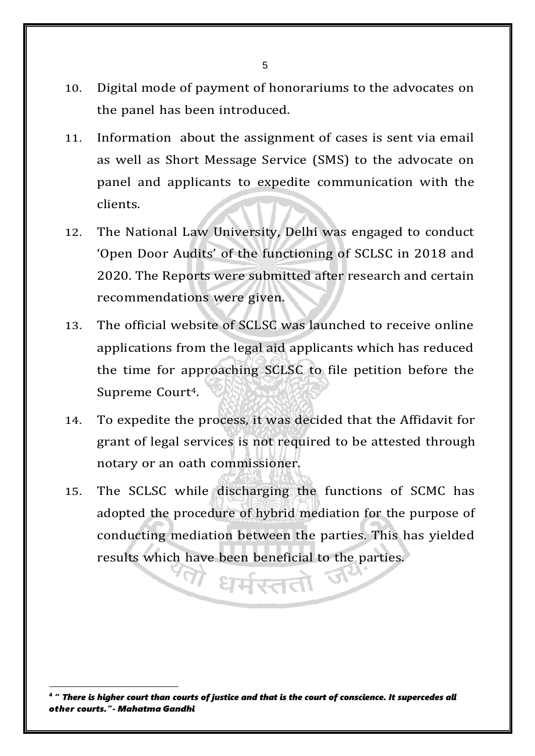10. Digital mode of payment of honorariums to the advocates on the panel has been introduced.

11. Information about the assignment of cases is sent via email as well as Short Message Service (SMS) to the advocate on panel and applicants to expedite communication with the clients.

12. The National Law University, Delhi was engaged to conduct 'Open Door Audits' of the functioning of SCLSC in 2018 and 2020. The Reports were submitted after research and certain recommendations were given.

13. The official website of SCLSC was launched to receive online applications from the legal aid applicants which has reduced the time for approaching SCLSC to file petition before the Supreme Court[4].

14. To expedite the process, it was decided that the Affidavit for grant of legal services is not required to be attested through notary or an oath commissioner.

15. The SCLSC while discharging the functions of SCMC has adopted the procedure of hybrid mediation for the purpose of conducting mediation between the parties. This has yielded results which have been beneficial to the parties.

---

[4] ***" There is higher court than courts of justice and that is the court of conscience. It supercedes all other courts."- Mahatma Gandhi***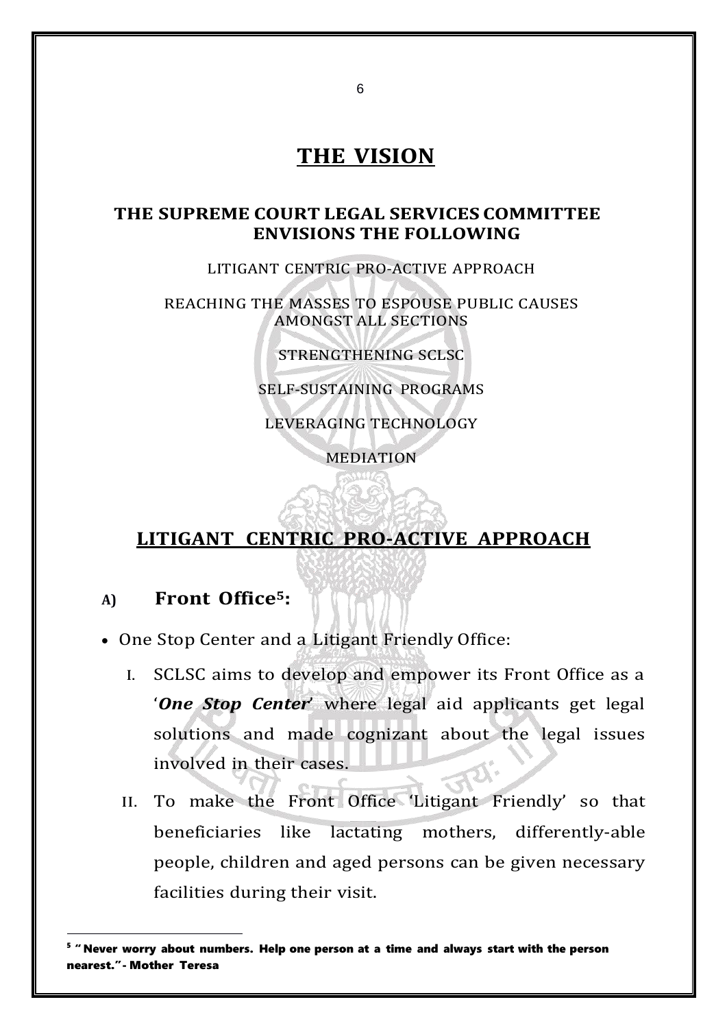# THE VISION

## THE SUPREME COURT LEGAL SERVICES COMMITTEE ENVISIONS THE FOLLOWING

LITIGANT CENTRIC PRO-ACTIVE APPROACH

REACHING THE MASSES TO ESPOUSE PUBLIC CAUSES AMONGST ALL SECTIONS

STRENGTHENING SCLSC

SELF-SUSTAINING PROGRAMS

LEVERAGING TECHNOLOGY

MEDIATION

## LITIGANT CENTRIC PRO-ACTIVE APPROACH

### A) Front Office[5]:

- One Stop Center and a Litigant Friendly Office:
  - I. SCLSC aims to develop and empower its Front Office as a '***One Stop Center***' where legal aid applicants get legal solutions and made cognizant about the legal issues involved in their cases.
  - II. To make the Front Office 'Litigant Friendly' so that beneficiaries like lactating mothers, differently-able people, children and aged persons can be given necessary facilities during their visit.

---

[5] **" Never worry about numbers. Help one person at a time and always start with the person nearest." - Mother Teresa**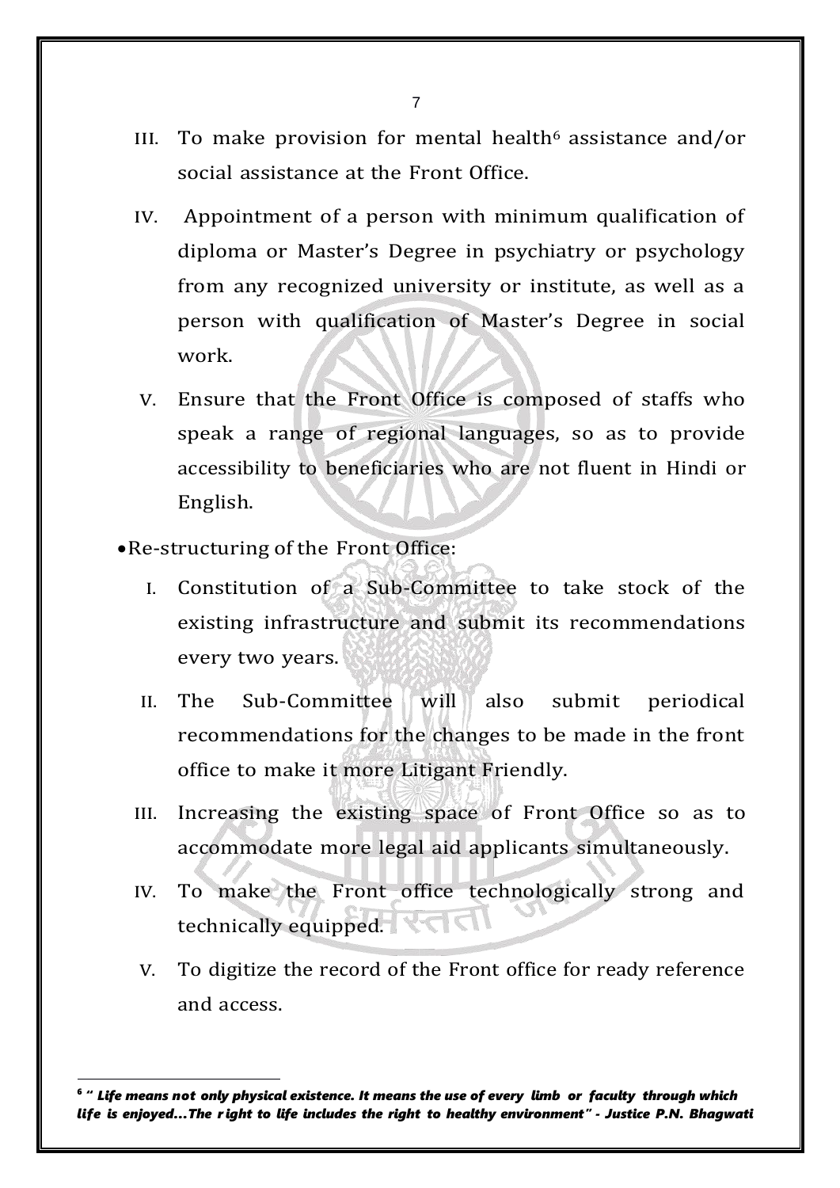III. To make provision for mental health[6] assistance and/or social assistance at the Front Office.

IV. Appointment of a person with minimum qualification of diploma or Master's Degree in psychiatry or psychology from any recognized university or institute, as well as a person with qualification of Master's Degree in social work.

V. Ensure that the Front Office is composed of staffs who speak a range of regional languages, so as to provide accessibility to beneficiaries who are not fluent in Hindi or English.

- Re-structuring of the Front Office:

  I. Constitution of a Sub-Committee to take stock of the existing infrastructure and submit its recommendations every two years.

  II. The Sub-Committee will also submit periodical recommendations for the changes to be made in the front office to make it more Litigant Friendly.

  III. Increasing the existing space of Front Office so as to accommodate more legal aid applicants simultaneously.

  IV. To make the Front office technologically strong and technically equipped.

  V. To digitize the record of the Front office for ready reference and access.

---

[6] ***" Life means not only physical existence. It means the use of every limb or faculty through which life is enjoyed...The right to life includes the right to healthy environment" - Justice P.N. Bhagwati***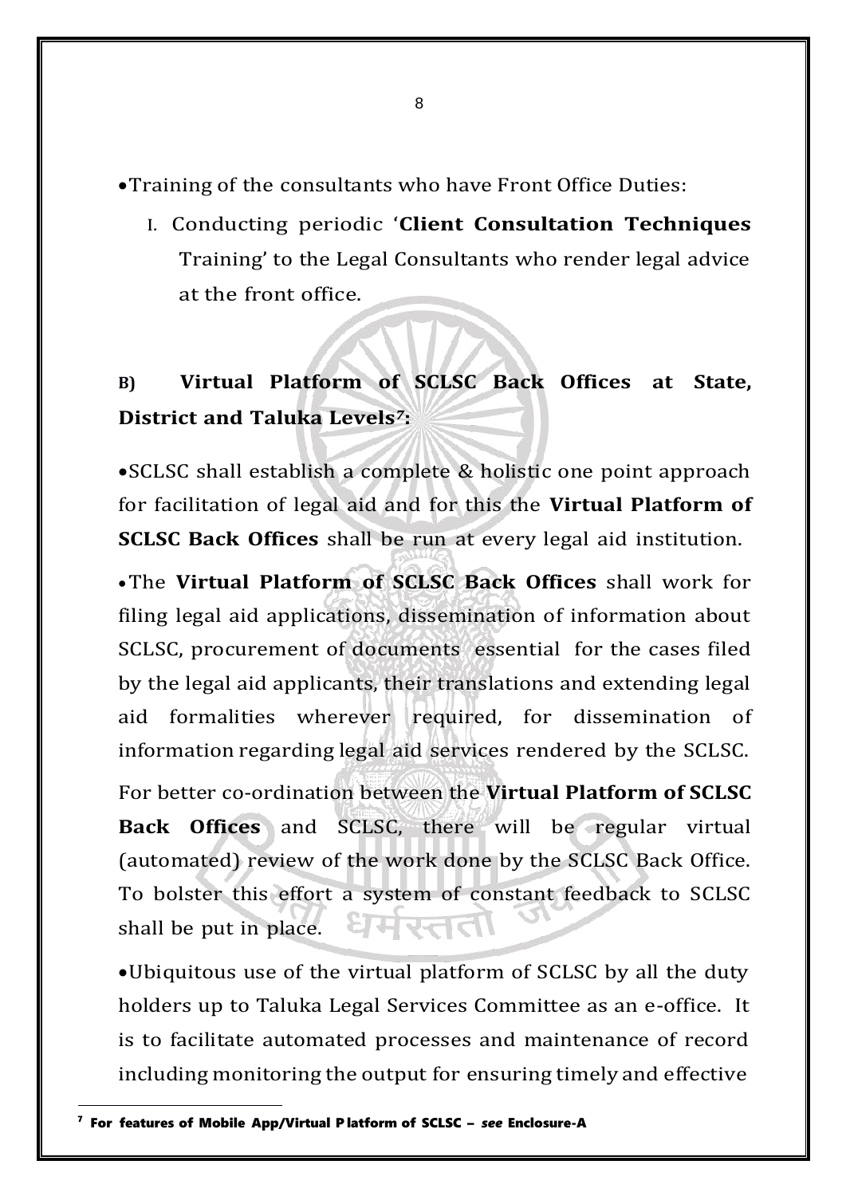- Training of the consultants who have Front Office Duties:

   I. Conducting periodic '**Client Consultation Techniques** Training' to the Legal Consultants who render legal advice at the front office.

**B) Virtual Platform of SCLSC Back Offices at State, District and Taluka Levels[7]:**

- SCLSC shall establish a complete & holistic one point approach for facilitation of legal aid and for this the **Virtual Platform of SCLSC Back Offices** shall be run at every legal aid institution.

- The **Virtual Platform of SCLSC Back Offices** shall work for filing legal aid applications, dissemination of information about SCLSC, procurement of documents essential for the cases filed by the legal aid applicants, their translations and extending legal aid formalities wherever required, for dissemination of information regarding legal aid services rendered by the SCLSC.

For better co-ordination between the **Virtual Platform of SCLSC Back Offices** and SCLSC, there will be regular virtual (automated) review of the work done by the SCLSC Back Office. To bolster this effort a system of constant feedback to SCLSC shall be put in place.

- Ubiquitous use of the virtual platform of SCLSC by all the duty holders up to Taluka Legal Services Committee as an e-office. It is to facilitate automated processes and maintenance of record including monitoring the output for ensuring timely and effective

---

[7] **For features of Mobile App/Virtual Platform of SCLSC – *see* Enclosure-A**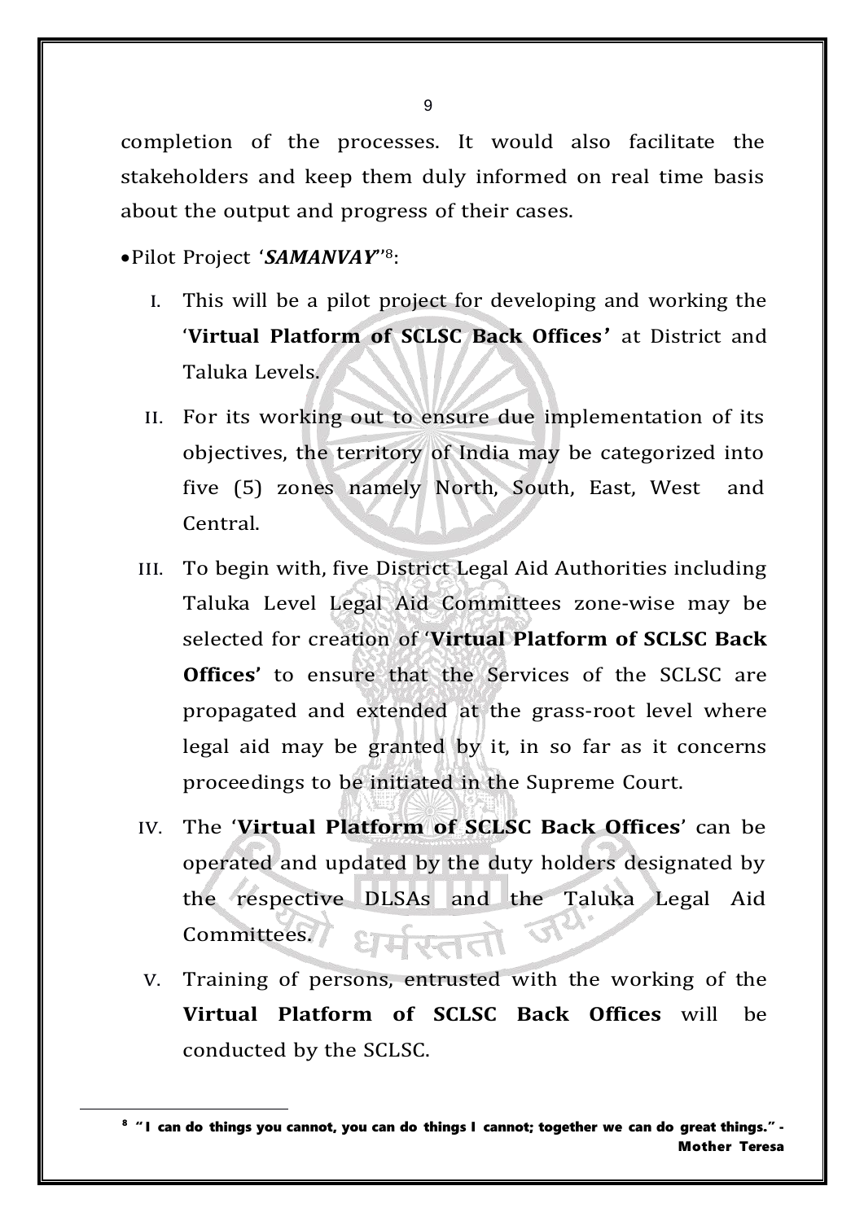completion of the processes. It would also facilitate the stakeholders and keep them duly informed on real time basis about the output and progress of their cases.

- Pilot Project '***SAMANVAY***'[8]:

  I. This will be a pilot project for developing and working the '**Virtual Platform of SCLSC Back Offices'** at District and Taluka Levels.

  II. For its working out to ensure due implementation of its objectives, the territory of India may be categorized into five (5) zones namely North, South, East, West and Central.

  III. To begin with, five District Legal Aid Authorities including Taluka Level Legal Aid Committees zone-wise may be selected for creation of '**Virtual Platform of SCLSC Back Offices'** to ensure that the Services of the SCLSC are propagated and extended at the grass-root level where legal aid may be granted by it, in so far as it concerns proceedings to be initiated in the Supreme Court.

  IV. The '**Virtual Platform of SCLSC Back Offices**' can be operated and updated by the duty holders designated by the respective DLSAs and the Taluka Legal Aid Committees.

  V. Training of persons, entrusted with the working of the **Virtual Platform of SCLSC Back Offices** will be conducted by the SCLSC.

---

[8] **"I can do things you cannot, you can do things I cannot; together we can do great things." - Mother Teresa**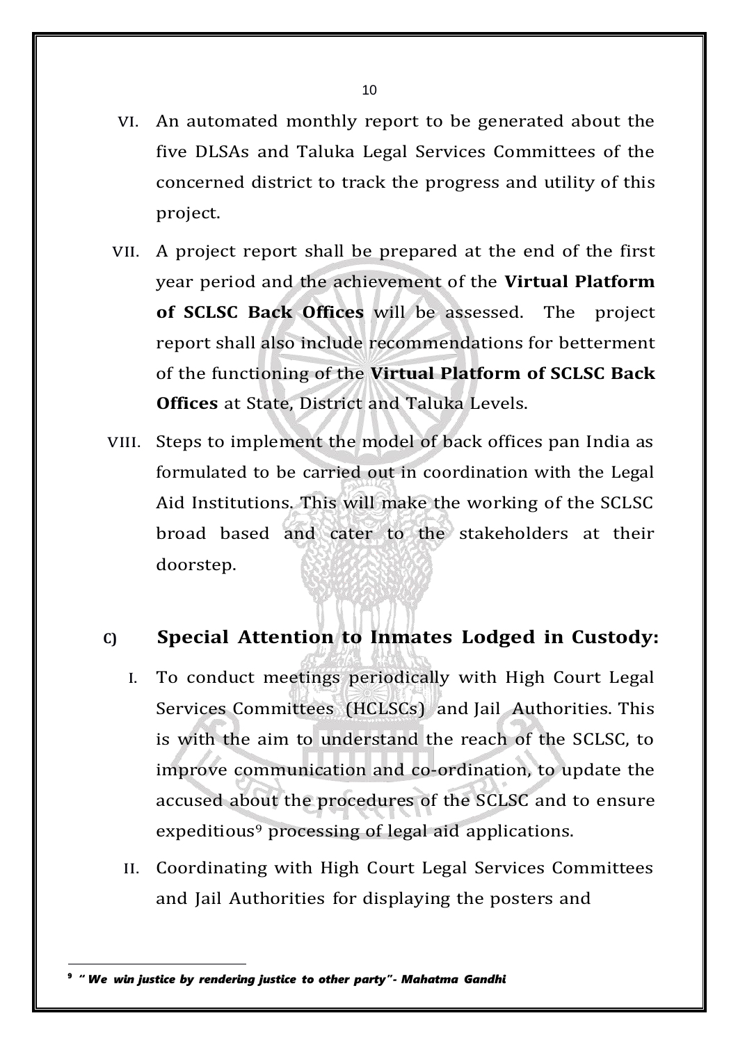VI. An automated monthly report to be generated about the five DLSAs and Taluka Legal Services Committees of the concerned district to track the progress and utility of this project.

VII. A project report shall be prepared at the end of the first year period and the achievement of the **Virtual Platform of SCLSC Back Offices** will be assessed. The project report shall also include recommendations for betterment of the functioning of the **Virtual Platform of SCLSC Back Offices** at State, District and Taluka Levels.

VIII. Steps to implement the model of back offices pan India as formulated to be carried out in coordination with the Legal Aid Institutions. This will make the working of the SCLSC broad based and cater to the stakeholders at their doorstep.

## C) Special Attention to Inmates Lodged in Custody:

I. To conduct meetings periodically with High Court Legal Services Committees (HCLSCs) and Jail Authorities. This is with the aim to understand the reach of the SCLSC, to improve communication and co-ordination, to update the accused about the procedures of the SCLSC and to ensure expeditious[9] processing of legal aid applications.

II. Coordinating with High Court Legal Services Committees and Jail Authorities for displaying the posters and

---

[9] ***" We win justice by rendering justice to other party"- Mahatma Gandhi***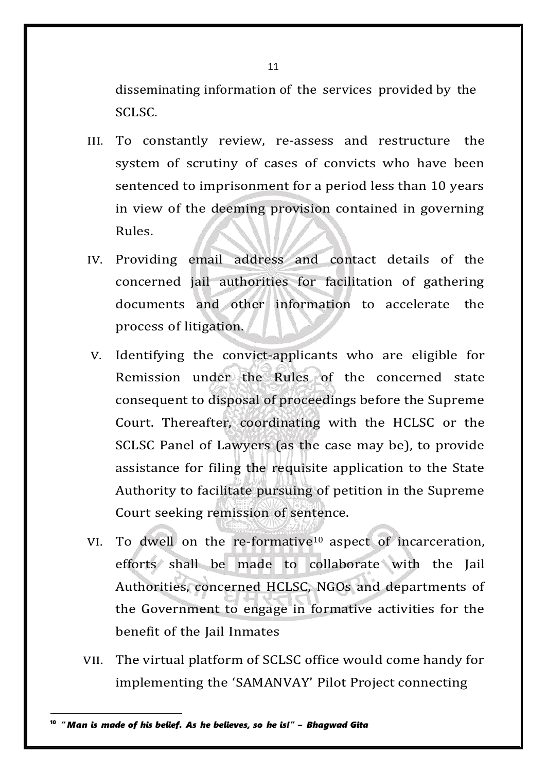disseminating information of the services provided by the SCLSC.

III. To constantly review, re-assess and restructure the system of scrutiny of cases of convicts who have been sentenced to imprisonment for a period less than 10 years in view of the deeming provision contained in governing Rules.

IV. Providing email address and contact details of the concerned jail authorities for facilitation of gathering documents and other information to accelerate the process of litigation.

V. Identifying the convict-applicants who are eligible for Remission under the Rules of the concerned state consequent to disposal of proceedings before the Supreme Court. Thereafter, coordinating with the HCLSC or the SCLSC Panel of Lawyers (as the case may be), to provide assistance for filing the requisite application to the State Authority to facilitate pursuing of petition in the Supreme Court seeking remission of sentence.

VI. To dwell on the re-formative[10] aspect of incarceration, efforts shall be made to collaborate with the Jail Authorities, concerned HCLSC, NGOs and departments of the Government to engage in formative activities for the benefit of the Jail Inmates

VII. The virtual platform of SCLSC office would come handy for implementing the 'SAMANVAY' Pilot Project connecting

---

[10] ***"Man is made of his belief. As he believes, so he is!" – Bhagwad Gita***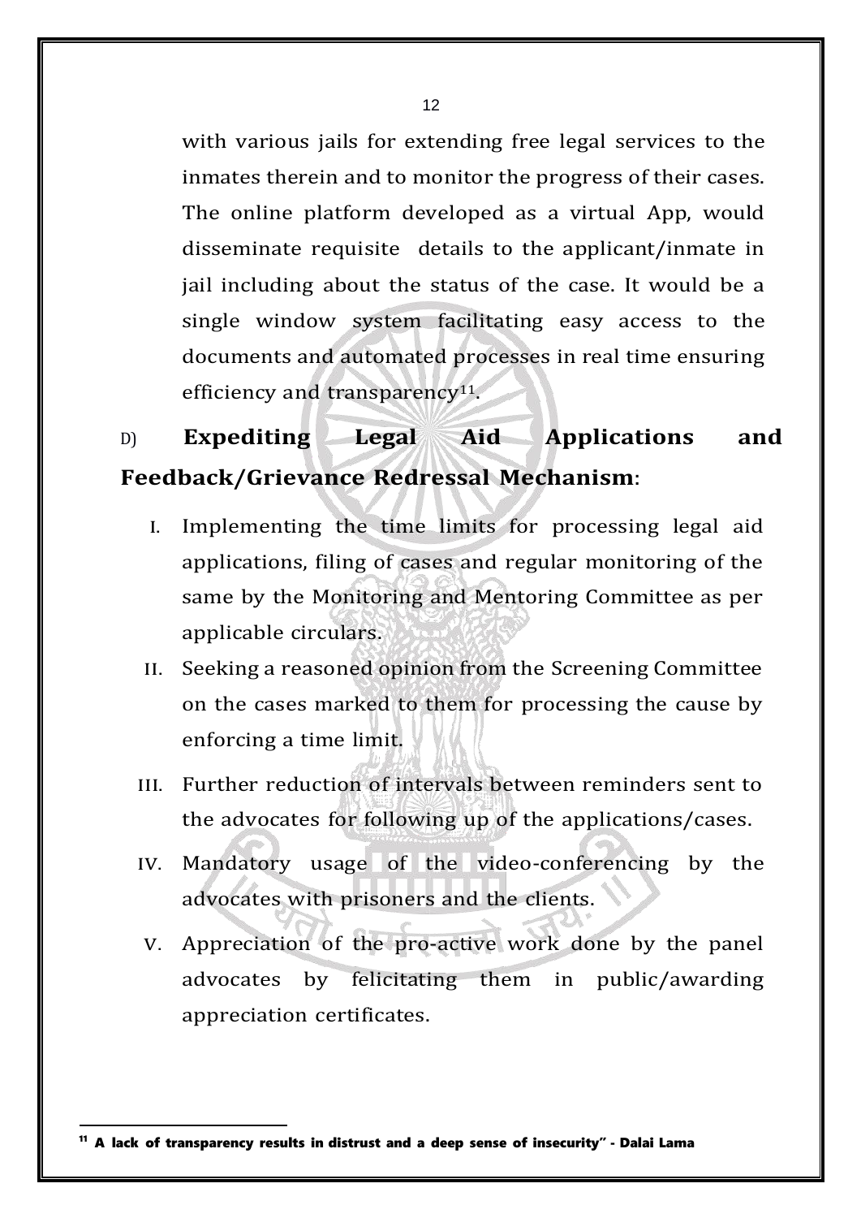with various jails for extending free legal services to the inmates therein and to monitor the progress of their cases. The online platform developed as a virtual App, would disseminate requisite details to the applicant/inmate in jail including about the status of the case. It would be a single window system facilitating easy access to the documents and automated processes in real time ensuring efficiency and transparency[11].

D) **Expediting Legal Aid Applications and Feedback/Grievance Redressal Mechanism**:

I. Implementing the time limits for processing legal aid applications, filing of cases and regular monitoring of the same by the Monitoring and Mentoring Committee as per applicable circulars.

II. Seeking a reasoned opinion from the Screening Committee on the cases marked to them for processing the cause by enforcing a time limit.

III. Further reduction of intervals between reminders sent to the advocates for following up of the applications/cases.

IV. Mandatory usage of the video-conferencing by the advocates with prisoners and the clients.

V. Appreciation of the pro-active work done by the panel advocates by felicitating them in public/awarding appreciation certificates.

---

[11] **A lack of transparency results in distrust and a deep sense of insecurity" - Dalai Lama**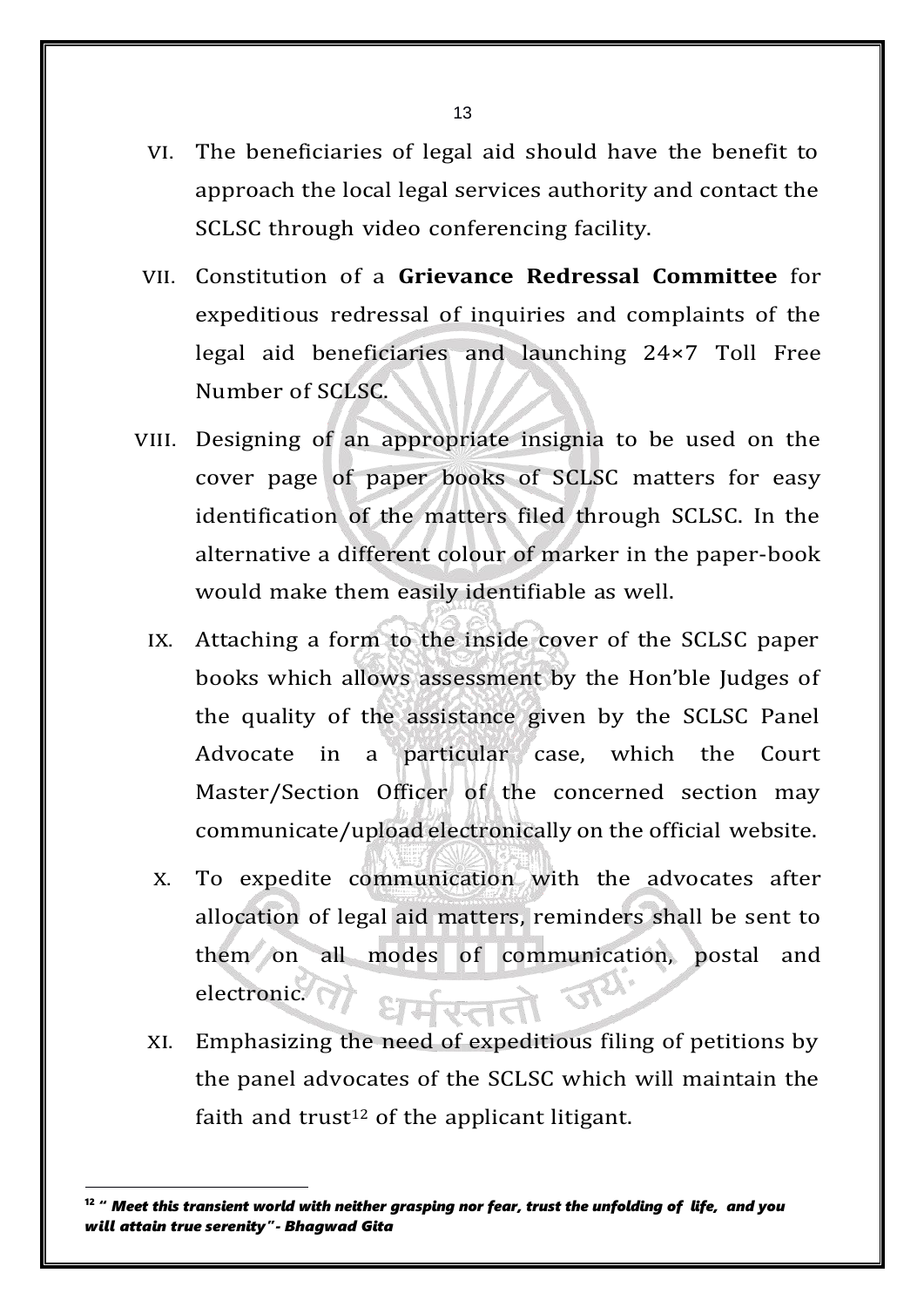VI. The beneficiaries of legal aid should have the benefit to approach the local legal services authority and contact the SCLSC through video conferencing facility.

VII. Constitution of a **Grievance Redressal Committee** for expeditious redressal of inquiries and complaints of the legal aid beneficiaries and launching 24×7 Toll Free Number of SCLSC.

VIII. Designing of an appropriate insignia to be used on the cover page of paper books of SCLSC matters for easy identification of the matters filed through SCLSC. In the alternative a different colour of marker in the paper-book would make them easily identifiable as well.

IX. Attaching a form to the inside cover of the SCLSC paper books which allows assessment by the Hon'ble Judges of the quality of the assistance given by the SCLSC Panel Advocate in a particular case, which the Court Master/Section Officer of the concerned section may communicate/upload electronically on the official website.

X. To expedite communication with the advocates after allocation of legal aid matters, reminders shall be sent to them on all modes of communication, postal and electronic.

XI. Emphasizing the need of expeditious filing of petitions by the panel advocates of the SCLSC which will maintain the faith and trust[12] of the applicant litigant.

---

[12] ***" Meet this transient world with neither grasping nor fear, trust the unfolding of life, and you will attain true serenity"- Bhagwad Gita***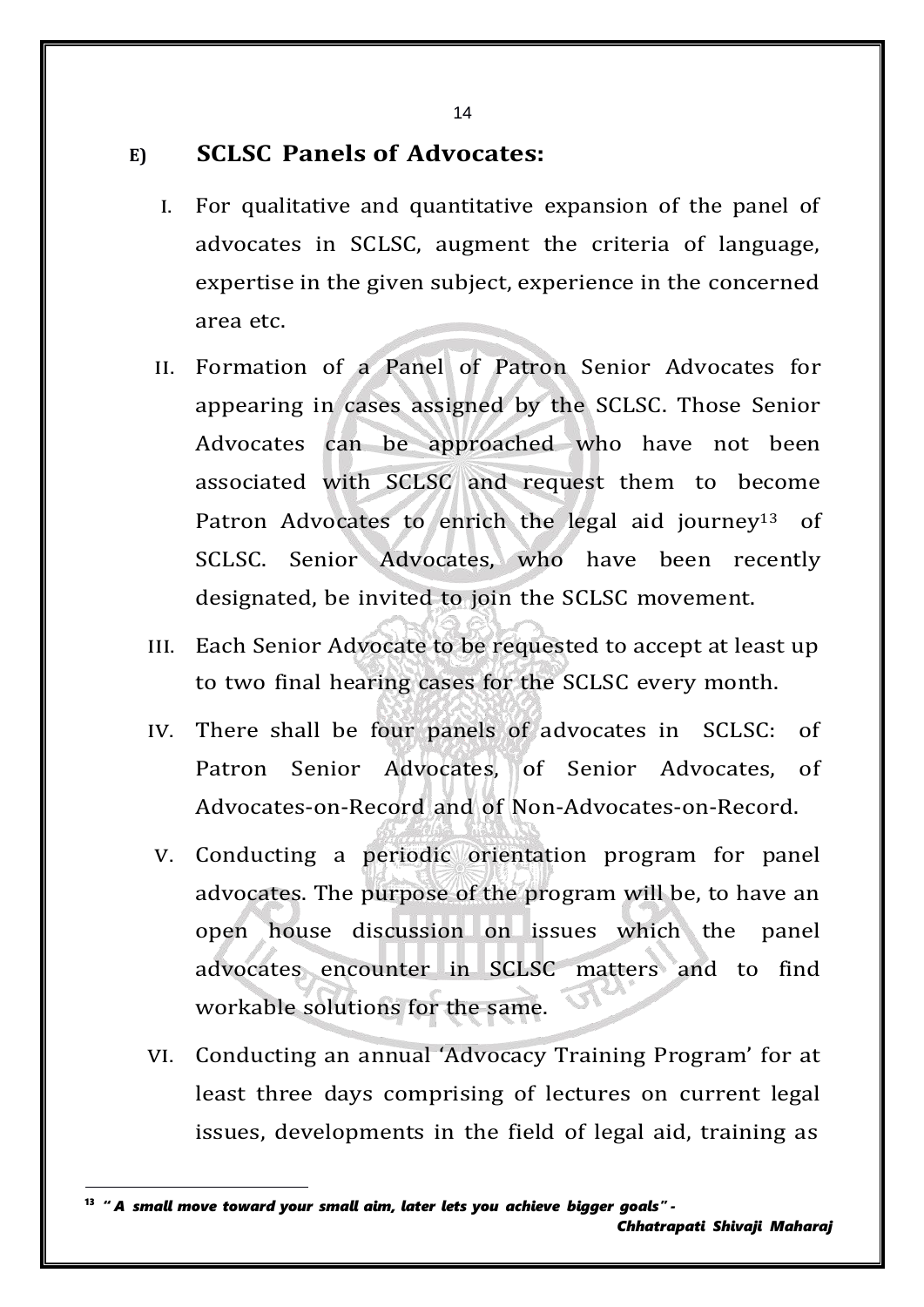## E) SCLSC Panels of Advocates:

I. For qualitative and quantitative expansion of the panel of advocates in SCLSC, augment the criteria of language, expertise in the given subject, experience in the concerned area etc.

II. Formation of a Panel of Patron Senior Advocates for appearing in cases assigned by the SCLSC. Those Senior Advocates can be approached who have not been associated with SCLSC and request them to become Patron Advocates to enrich the legal aid journey[13] of SCLSC. Senior Advocates, who have been recently designated, be invited to join the SCLSC movement.

III. Each Senior Advocate to be requested to accept at least up to two final hearing cases for the SCLSC every month.

IV. There shall be four panels of advocates in SCLSC: of Patron Senior Advocates, of Senior Advocates, of Advocates-on-Record and of Non-Advocates-on-Record.

V. Conducting a periodic orientation program for panel advocates. The purpose of the program will be, to have an open house discussion on issues which the panel advocates encounter in SCLSC matters and to find workable solutions for the same.

VI. Conducting an annual 'Advocacy Training Program' for at least three days comprising of lectures on current legal issues, developments in the field of legal aid, training as

---

[13] ***" A small move toward your small aim, later lets you achieve bigger goals" - Chhatrapati Shivaji Maharaj***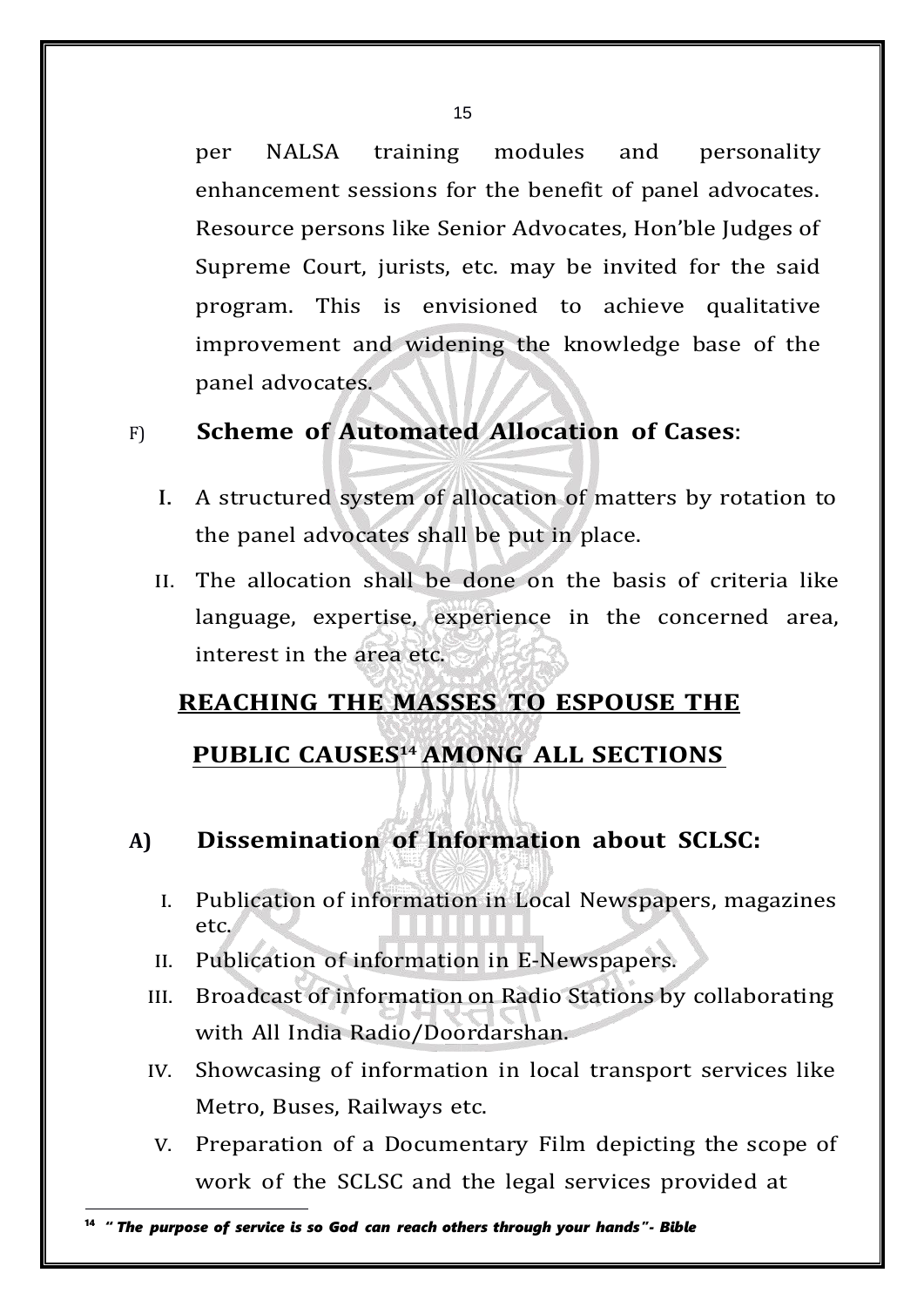per NALSA training modules and personality enhancement sessions for the benefit of panel advocates. Resource persons like Senior Advocates, Hon'ble Judges of Supreme Court, jurists, etc. may be invited for the said program. This is envisioned to achieve qualitative improvement and widening the knowledge base of the panel advocates.

F) **Scheme of Automated Allocation of Cases**:

I. A structured system of allocation of matters by rotation to the panel advocates shall be put in place.

II. The allocation shall be done on the basis of criteria like language, expertise, experience in the concerned area, interest in the area etc.

## REACHING THE MASSES TO ESPOUSE THE PUBLIC CAUSES[14] AMONG ALL SECTIONS

### A) Dissemination of Information about SCLSC:

I. Publication of information in Local Newspapers, magazines etc.

II. Publication of information in E-Newspapers.

III. Broadcast of information on Radio Stations by collaborating with All India Radio/Doordarshan.

IV. Showcasing of information in local transport services like Metro, Buses, Railways etc.

V. Preparation of a Documentary Film depicting the scope of work of the SCLSC and the legal services provided at

---

[14] ***" The purpose of service is so God can reach others through your hands"- Bible***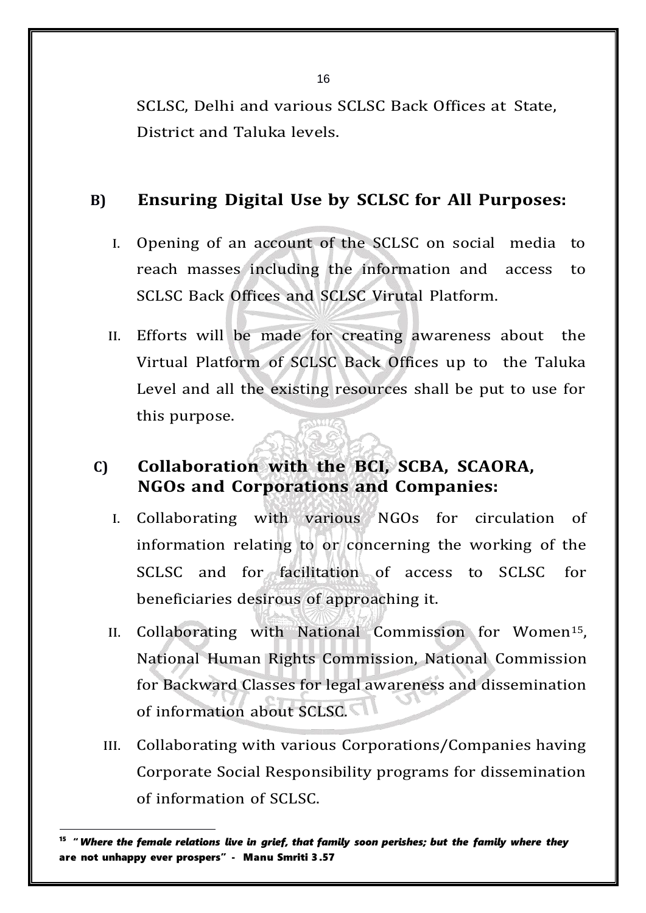SCLSC, Delhi and various SCLSC Back Offices at State, District and Taluka levels.

## B) Ensuring Digital Use by SCLSC for All Purposes:

I. Opening of an account of the SCLSC on social media to reach masses including the information and access to SCLSC Back Offices and SCLSC Virutal Platform.

II. Efforts will be made for creating awareness about the Virtual Platform of SCLSC Back Offices up to the Taluka Level and all the existing resources shall be put to use for this purpose.

## C) Collaboration with the BCI, SCBA, SCAORA, NGOs and Corporations and Companies:

I. Collaborating with various NGOs for circulation of information relating to or concerning the working of the SCLSC and for facilitation of access to SCLSC for beneficiaries desirous of approaching it.

II. Collaborating with National Commission for Women[15], National Human Rights Commission, National Commission for Backward Classes for legal awareness and dissemination of information about SCLSC.

III. Collaborating with various Corporations/Companies having Corporate Social Responsibility programs for dissemination of information of SCLSC.

---

[15] ***"Where the female relations live in grief, that family soon perishes; but the family where they are not unhappy ever prospers" - Manu Smriti 3.57***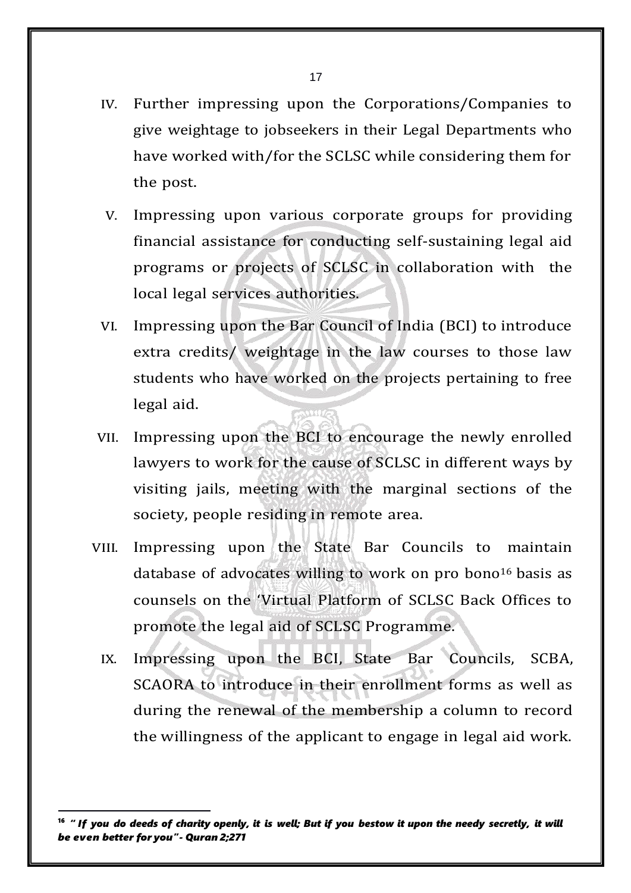IV. Further impressing upon the Corporations/Companies to give weightage to jobseekers in their Legal Departments who have worked with/for the SCLSC while considering them for the post.

V. Impressing upon various corporate groups for providing financial assistance for conducting self-sustaining legal aid programs or projects of SCLSC in collaboration with the local legal services authorities.

VI. Impressing upon the Bar Council of India (BCI) to introduce extra credits/ weightage in the law courses to those law students who have worked on the projects pertaining to free legal aid.

VII. Impressing upon the BCI to encourage the newly enrolled lawyers to work for the cause of SCLSC in different ways by visiting jails, meeting with the marginal sections of the society, people residing in remote area.

VIII. Impressing upon the State Bar Councils to maintain database of advocates willing to work on pro bono[16] basis as counsels on the 'Virtual Platform of SCLSC Back Offices to promote the legal aid of SCLSC Programme.

IX. Impressing upon the BCI, State Bar Councils, SCBA, SCAORA to introduce in their enrollment forms as well as during the renewal of the membership a column to record the willingness of the applicant to engage in legal aid work.

---

[16] ***" If you do deeds of charity openly, it is well; But if you bestow it upon the needy secretly, it will be even better for you"- Quran 2;271***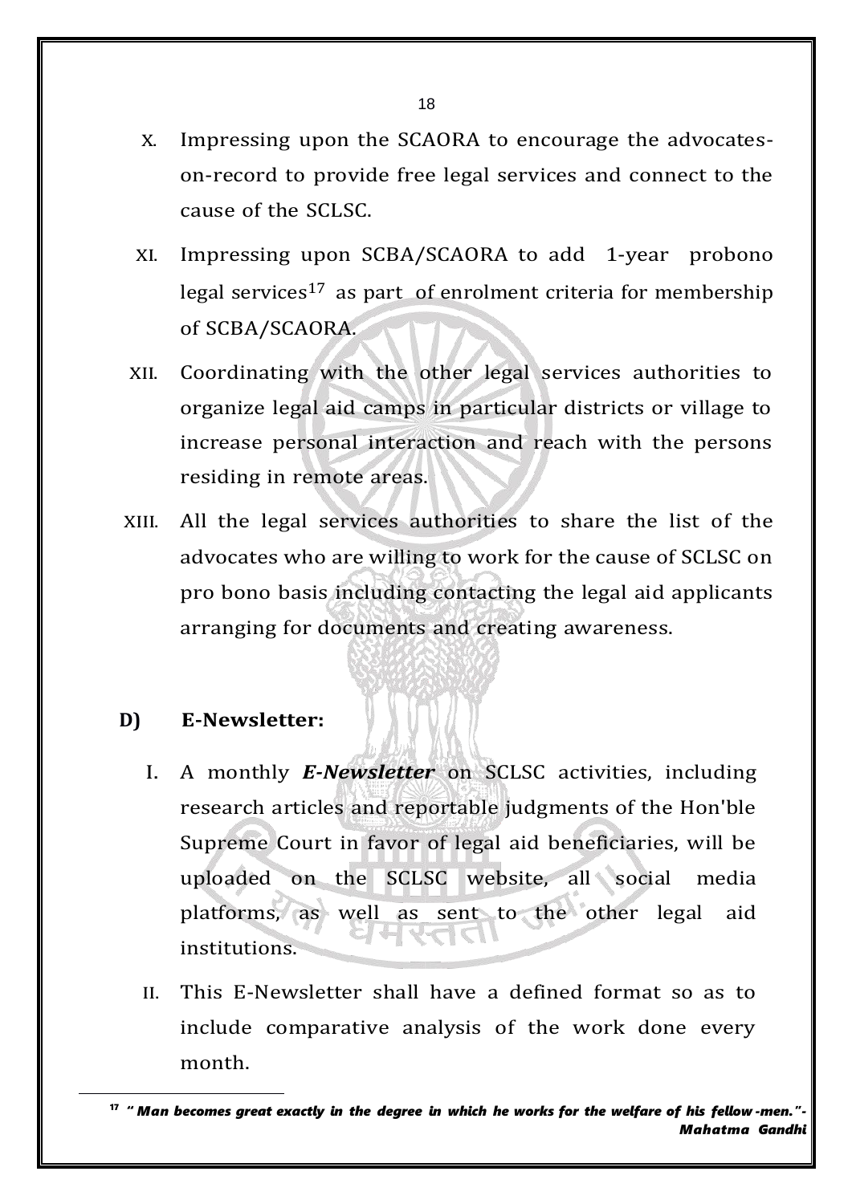X. Impressing upon the SCAORA to encourage the advocates-on-record to provide free legal services and connect to the cause of the SCLSC.

XI. Impressing upon SCBA/SCAORA to add 1-year probono legal services[17] as part of enrolment criteria for membership of SCBA/SCAORA.

XII. Coordinating with the other legal services authorities to organize legal aid camps in particular districts or village to increase personal interaction and reach with the persons residing in remote areas.

XIII. All the legal services authorities to share the list of the advocates who are willing to work for the cause of SCLSC on pro bono basis including contacting the legal aid applicants arranging for documents and creating awareness.

**D) E-Newsletter:**

I. A monthly ***E-Newsletter*** on SCLSC activities, including research articles and reportable judgments of the Hon'ble Supreme Court in favor of legal aid beneficiaries, will be uploaded on the SCLSC website, all social media platforms, as well as sent to the other legal aid institutions.

II. This E-Newsletter shall have a defined format so as to include comparative analysis of the work done every month.

---

[17] ***" Man becomes great exactly in the degree in which he works for the welfare of his fellow-men."- Mahatma Gandhi***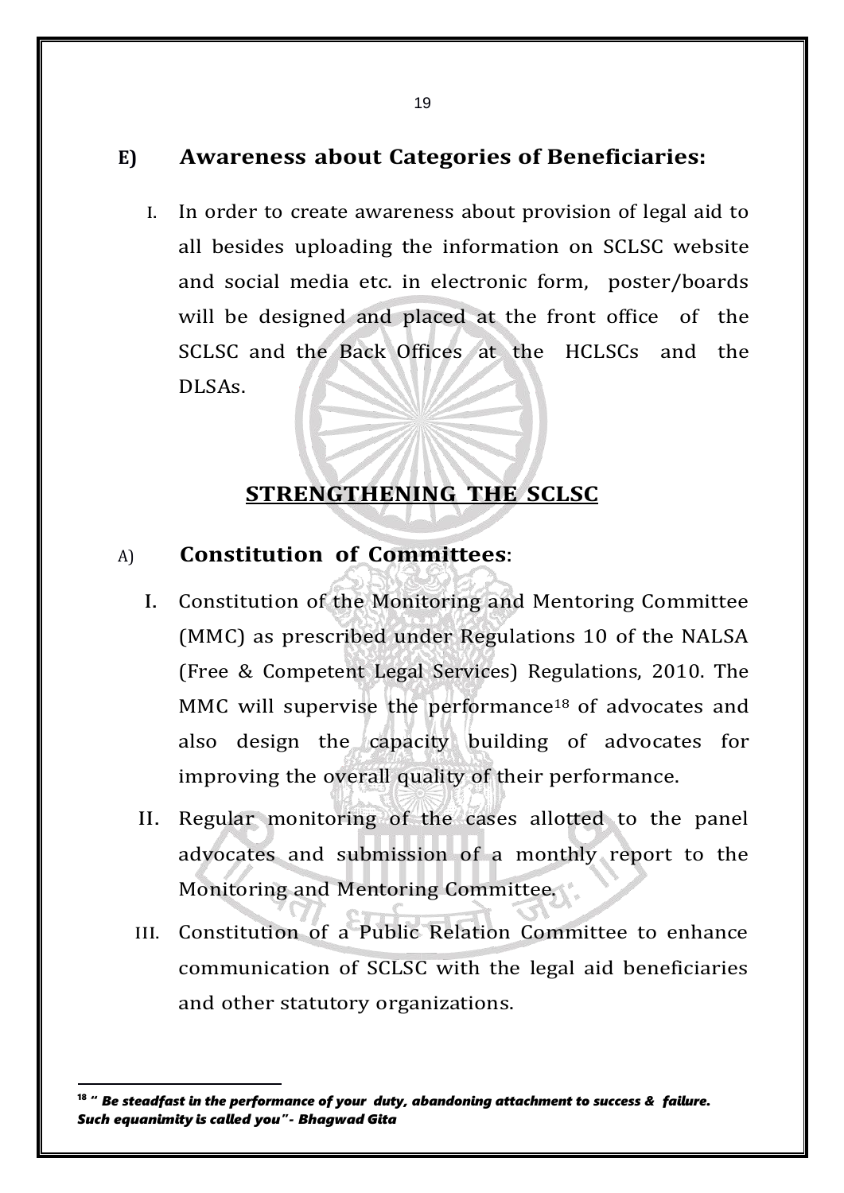## E) Awareness about Categories of Beneficiaries:

I. In order to create awareness about provision of legal aid to all besides uploading the information on SCLSC website and social media etc. in electronic form, poster/boards will be designed and placed at the front office of the SCLSC and the Back Offices at the HCLSCs and the DLSAs.

## STRENGTHENING THE SCLSC

### A) Constitution of Committees:

I. Constitution of the Monitoring and Mentoring Committee (MMC) as prescribed under Regulations 10 of the NALSA (Free & Competent Legal Services) Regulations, 2010. The MMC will supervise the performance[18] of advocates and also design the capacity building of advocates for improving the overall quality of their performance.

II. Regular monitoring of the cases allotted to the panel advocates and submission of a monthly report to the Monitoring and Mentoring Committee.

III. Constitution of a Public Relation Committee to enhance communication of SCLSC with the legal aid beneficiaries and other statutory organizations.

---

[18] ***" Be steadfast in the performance of your duty, abandoning attachment to success & failure. Such equanimity is called you"- Bhagwad Gita***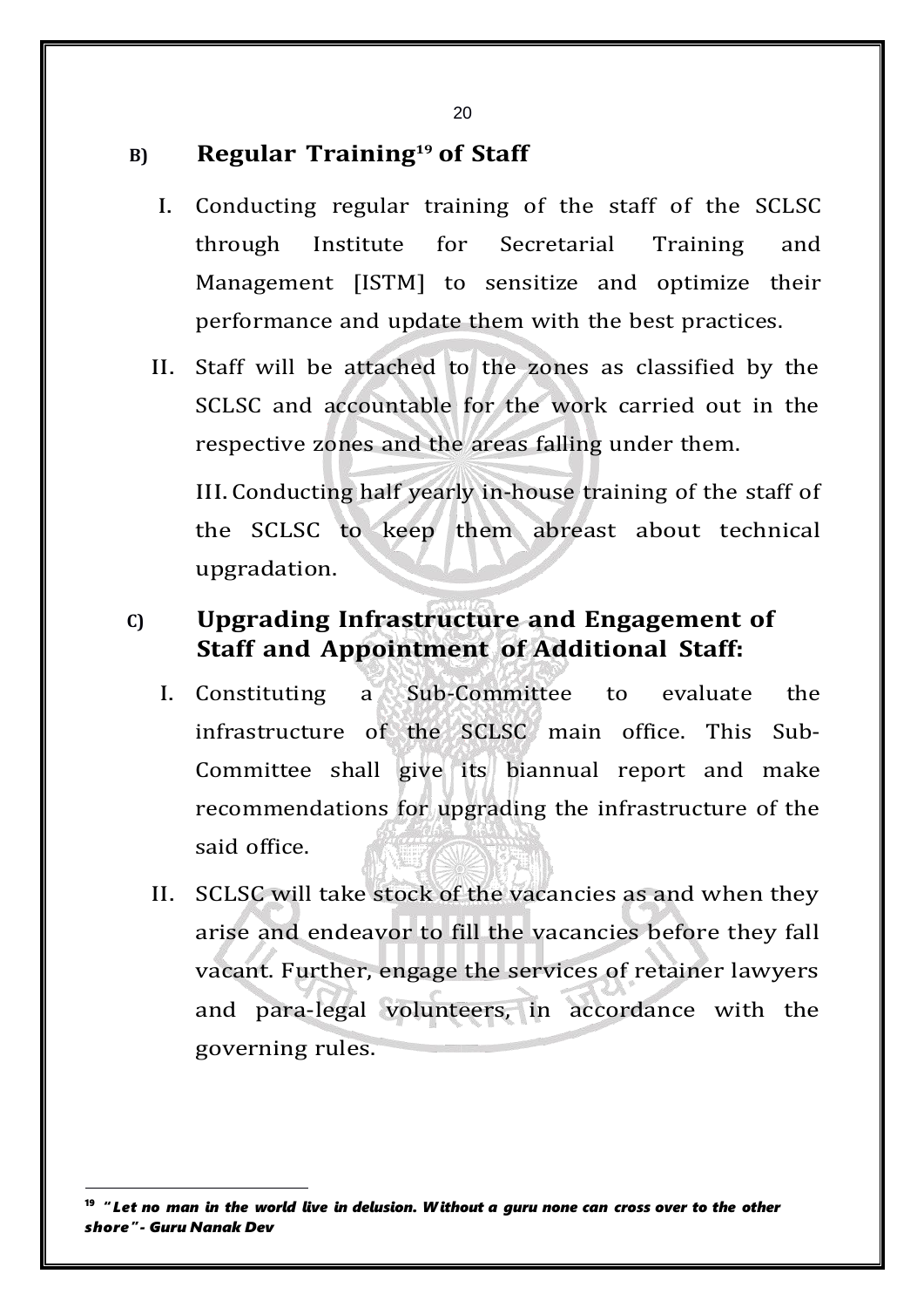### B) Regular Training[19] of Staff

I. Conducting regular training of the staff of the SCLSC through Institute for Secretarial Training and Management [ISTM] to sensitize and optimize their performance and update them with the best practices.

II. Staff will be attached to the zones as classified by the SCLSC and accountable for the work carried out in the respective zones and the areas falling under them.

III. Conducting half yearly in-house training of the staff of the SCLSC to keep them abreast about technical upgradation.

### C) Upgrading Infrastructure and Engagement of Staff and Appointment of Additional Staff:

I. Constituting a Sub-Committee to evaluate the infrastructure of the SCLSC main office. This Sub-Committee shall give its biannual report and make recommendations for upgrading the infrastructure of the said office.

II. SCLSC will take stock of the vacancies as and when they arise and endeavor to fill the vacancies before they fall vacant. Further, engage the services of retainer lawyers and para-legal volunteers, in accordance with the governing rules.

---

[19] ***"Let no man in the world live in delusion. Without a guru none can cross over to the other shore" - Guru Nanak Dev***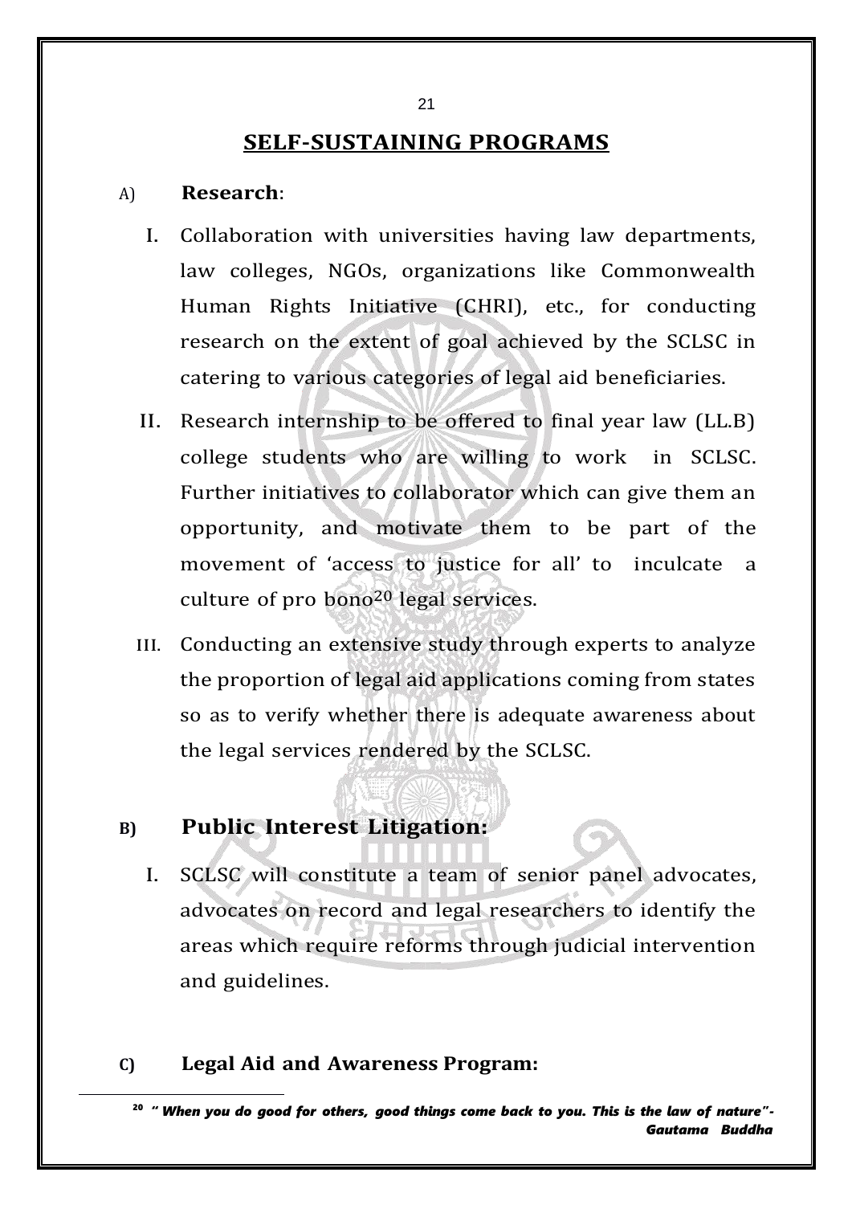## SELF-SUSTAINING PROGRAMS

A) **Research**:

I. Collaboration with universities having law departments, law colleges, NGOs, organizations like Commonwealth Human Rights Initiative (CHRI), etc., for conducting research on the extent of goal achieved by the SCLSC in catering to various categories of legal aid beneficiaries.

II. Research internship to be offered to final year law (LL.B) college students who are willing to work in SCLSC. Further initiatives to collaborator which can give them an opportunity, and motivate them to be part of the movement of 'access to justice for all' to inculcate a culture of pro bono[20] legal services.

III. Conducting an extensive study through experts to analyze the proportion of legal aid applications coming from states so as to verify whether there is adequate awareness about the legal services rendered by the SCLSC.

**B) Public Interest Litigation:**

I. SCLSC will constitute a team of senior panel advocates, advocates on record and legal researchers to identify the areas which require reforms through judicial intervention and guidelines.

**C) Legal Aid and Awareness Program:**

---

[20] ***" When you do good for others, good things come back to you. This is the law of nature"- Gautama Buddha***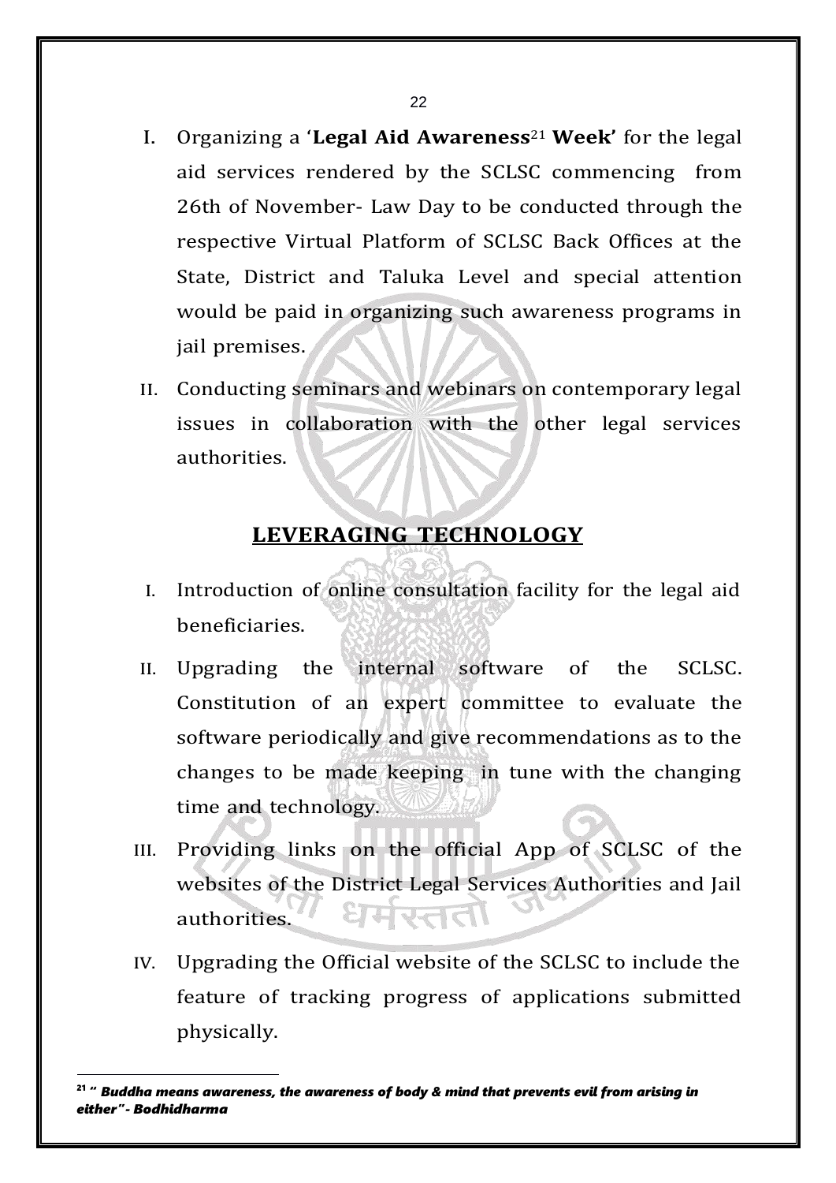I. Organizing a '**Legal Aid Awareness**[21] **Week'** for the legal aid services rendered by the SCLSC commencing from 26th of November- Law Day to be conducted through the respective Virtual Platform of SCLSC Back Offices at the State, District and Taluka Level and special attention would be paid in organizing such awareness programs in jail premises.

II. Conducting seminars and webinars on contemporary legal issues in collaboration with the other legal services authorities.

## LEVERAGING TECHNOLOGY

I. Introduction of online consultation facility for the legal aid beneficiaries.

II. Upgrading the internal software of the SCLSC. Constitution of an expert committee to evaluate the software periodically and give recommendations as to the changes to be made keeping in tune with the changing time and technology.

III. Providing links on the official App of SCLSC of the websites of the District Legal Services Authorities and Jail authorities.

IV. Upgrading the Official website of the SCLSC to include the feature of tracking progress of applications submitted physically.

---

[21] ***" Buddha means awareness, the awareness of body & mind that prevents evil from arising in either"- Bodhidharma***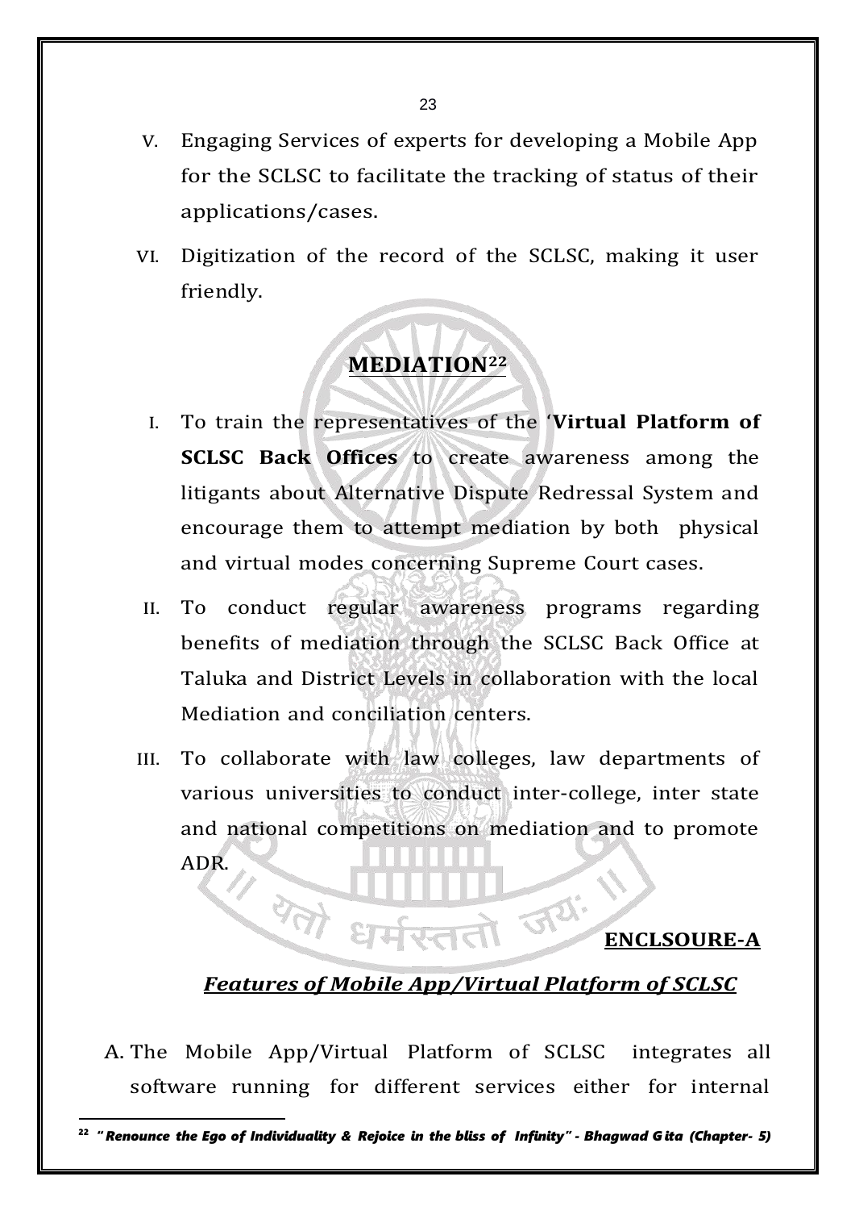V. Engaging Services of experts for developing a Mobile App for the SCLSC to facilitate the tracking of status of their applications/cases.

VI. Digitization of the record of the SCLSC, making it user friendly.

## MEDIATION[22]

I. To train the representatives of the '**Virtual Platform of SCLSC Back Offices** to create awareness among the litigants about Alternative Dispute Redressal System and encourage them to attempt mediation by both physical and virtual modes concerning Supreme Court cases.

II. To conduct regular awareness programs regarding benefits of mediation through the SCLSC Back Office at Taluka and District Levels in collaboration with the local Mediation and conciliation centers.

III. To collaborate with law colleges, law departments of various universities to conduct inter-college, inter state and national competitions on mediation and to promote ADR.

**ENCLSOURE-A**

***Features of Mobile App/Virtual Platform of SCLSC***

A. The Mobile App/Virtual Platform of SCLSC integrates all software running for different services either for internal

---

[22] ***"Renounce the Ego of Individuality & Rejoice in the bliss of Infinity" - Bhagwad Gita (Chapter- 5)***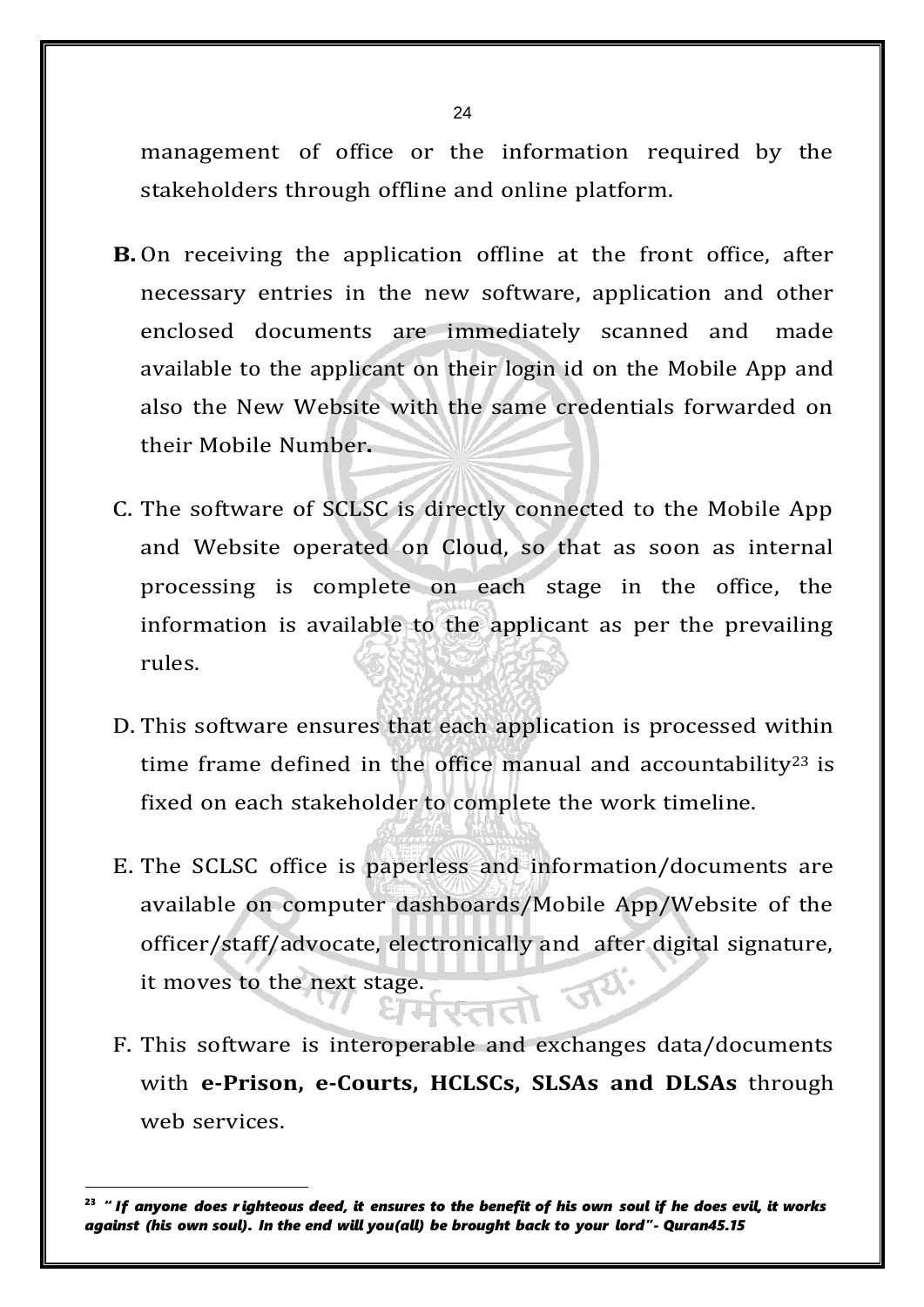management of office or the information required by the stakeholders through offline and online platform.

**B.** On receiving the application offline at the front office, after necessary entries in the new software, application and other enclosed documents are immediately scanned and made available to the applicant on their login id on the Mobile App and also the New Website with the same credentials forwarded on their Mobile Number**.**

C. The software of SCLSC is directly connected to the Mobile App and Website operated on Cloud, so that as soon as internal processing is complete on each stage in the office, the information is available to the applicant as per the prevailing rules.

D. This software ensures that each application is processed within time frame defined in the office manual and accountability[23] is fixed on each stakeholder to complete the work timeline.

E. The SCLSC office is paperless and information/documents are available on computer dashboards/Mobile App/Website of the officer/staff/advocate, electronically and after digital signature, it moves to the next stage.

F. This software is interoperable and exchanges data/documents with **e-Prison, e-Courts, HCLSCs, SLSAs and DLSAs** through web services.

---

[23] ***" If anyone does righteous deed, it ensures to the benefit of his own soul if he does evil, it works against (his own soul). In the end will you(all) be brought back to your lord"- Quran45.15***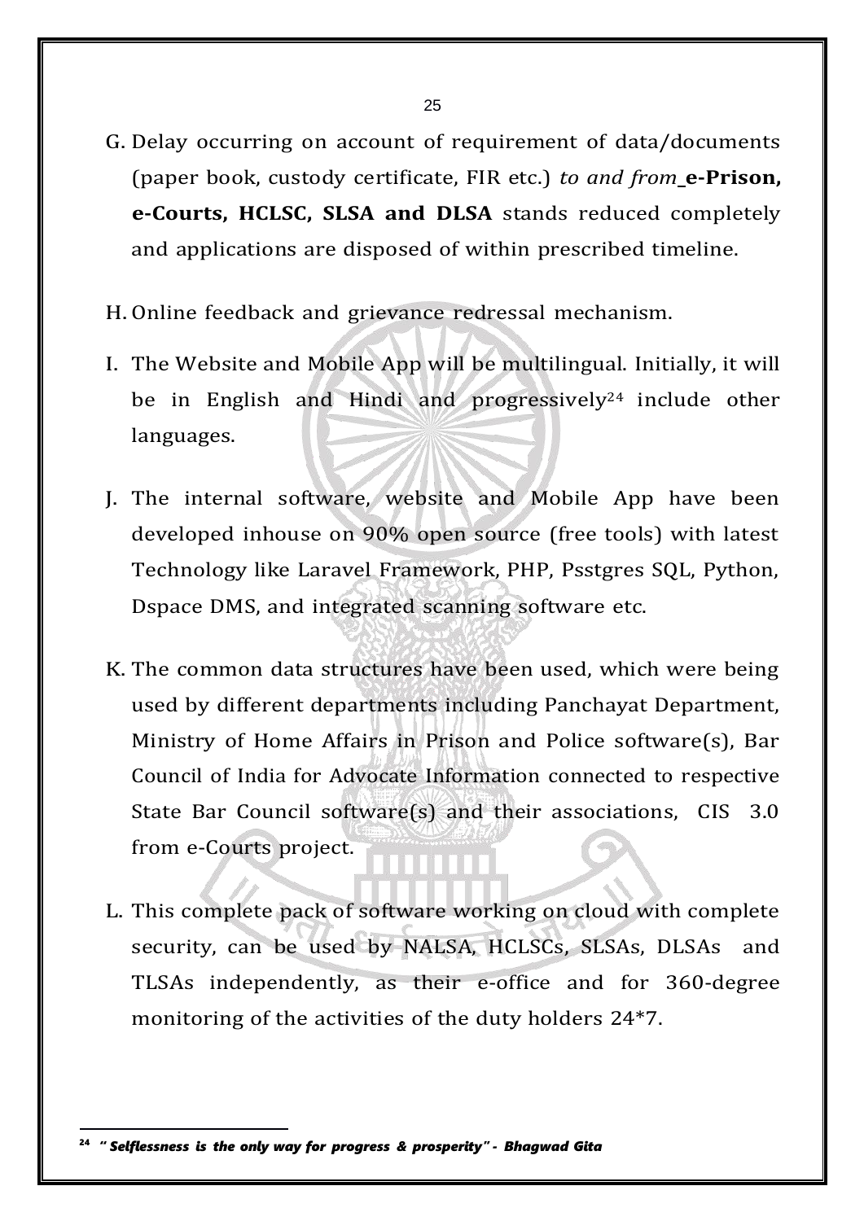G. Delay occurring on account of requirement of data/documents (paper book, custody certificate, FIR etc.) *to and from* **e-Prison, e-Courts, HCLSC, SLSA and DLSA** stands reduced completely and applications are disposed of within prescribed timeline.

H. Online feedback and grievance redressal mechanism.

I. The Website and Mobile App will be multilingual. Initially, it will be in English and Hindi and progressively[24] include other languages.

J. The internal software, website and Mobile App have been developed inhouse on 90% open source (free tools) with latest Technology like Laravel Framework, PHP, Psstgres SQL, Python, Dspace DMS, and integrated scanning software etc.

K. The common data structures have been used, which were being used by different departments including Panchayat Department, Ministry of Home Affairs in Prison and Police software(s), Bar Council of India for Advocate Information connected to respective State Bar Council software(s) and their associations, CIS 3.0 from e-Courts project.

L. This complete pack of software working on cloud with complete security, can be used by NALSA, HCLSCs, SLSAs, DLSAs and TLSAs independently, as their e-office and for 360-degree monitoring of the activities of the duty holders 24*7.

---

[24] ***" Selflessness is the only way for progress & prosperity" - Bhagwad Gita***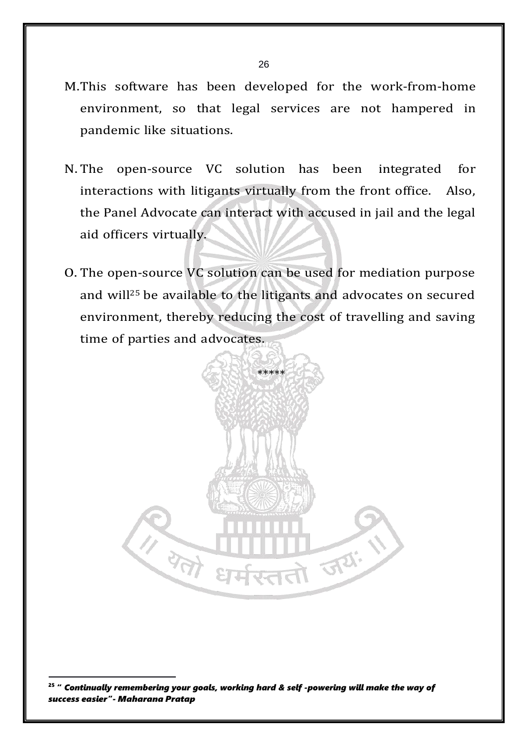M. This software has been developed for the work-from-home environment, so that legal services are not hampered in pandemic like situations.

N. The open-source VC solution has been integrated for interactions with litigants virtually from the front office. Also, the Panel Advocate can interact with accused in jail and the legal aid officers virtually.

O. The open-source VC solution can be used for mediation purpose and will[25] be available to the litigants and advocates on secured environment, thereby reducing the cost of travelling and saving time of parties and advocates.

*****

---

[25] ***" Continually remembering your goals, working hard & self -powering will make the way of success easier"- Maharana Pratap***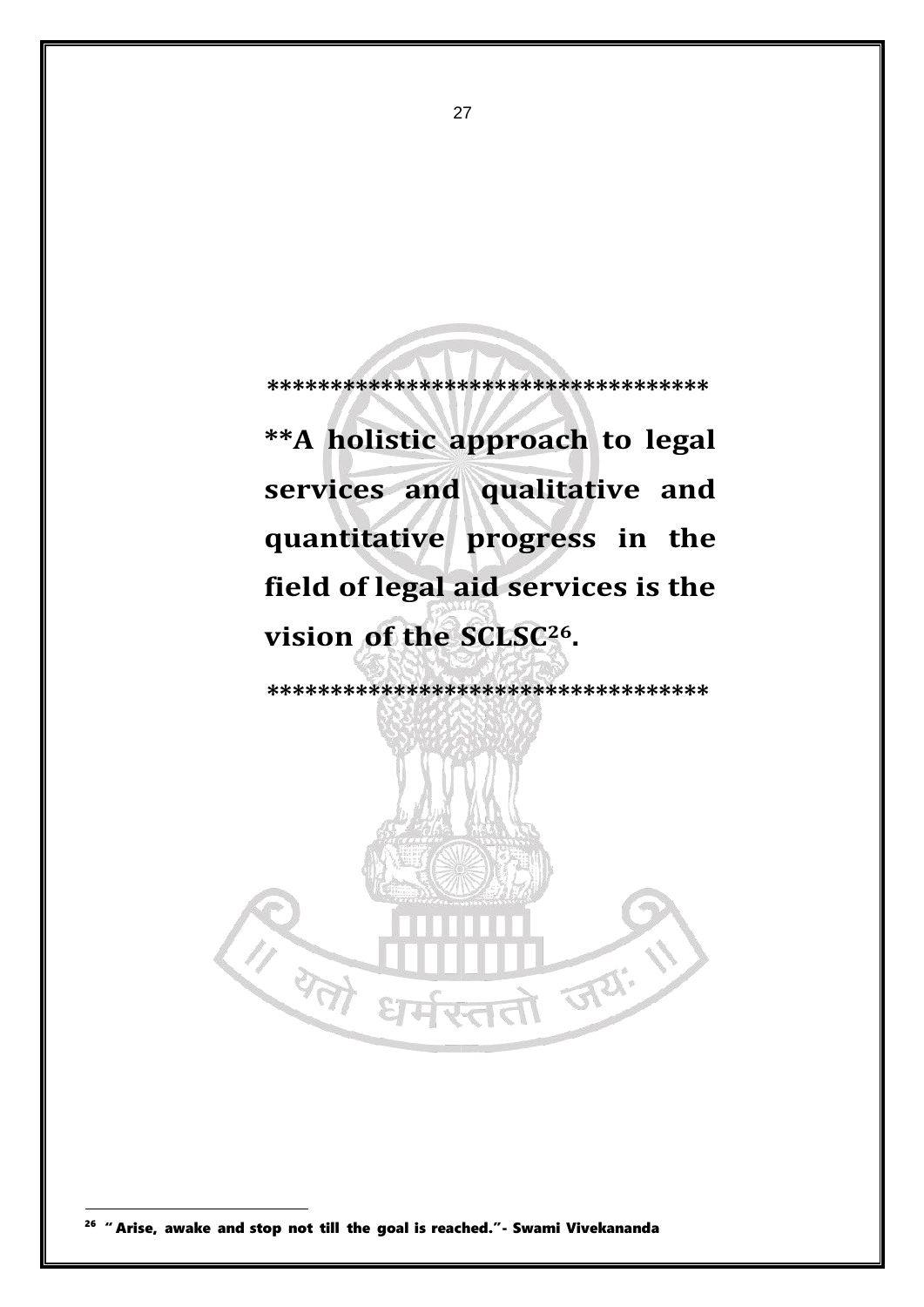\*\*\*\*\*\*\*\*\*\*\*\*\*\*\*\*\*\*\*\*\*\*\*\*\*\*\*\*\*\*\*\*\*\*\*\*

**\*\*A holistic approach to legal services and qualitative and quantitative progress in the field of legal aid services is the vision of the SCLSC[26].**

\*\*\*\*\*\*\*\*\*\*\*\*\*\*\*\*\*\*\*\*\*\*\*\*\*\*\*\*\*\*\*\*\*\*\*\*

---

[26] **" Arise, awake and stop not till the goal is reached."- Swami Vivekananda**